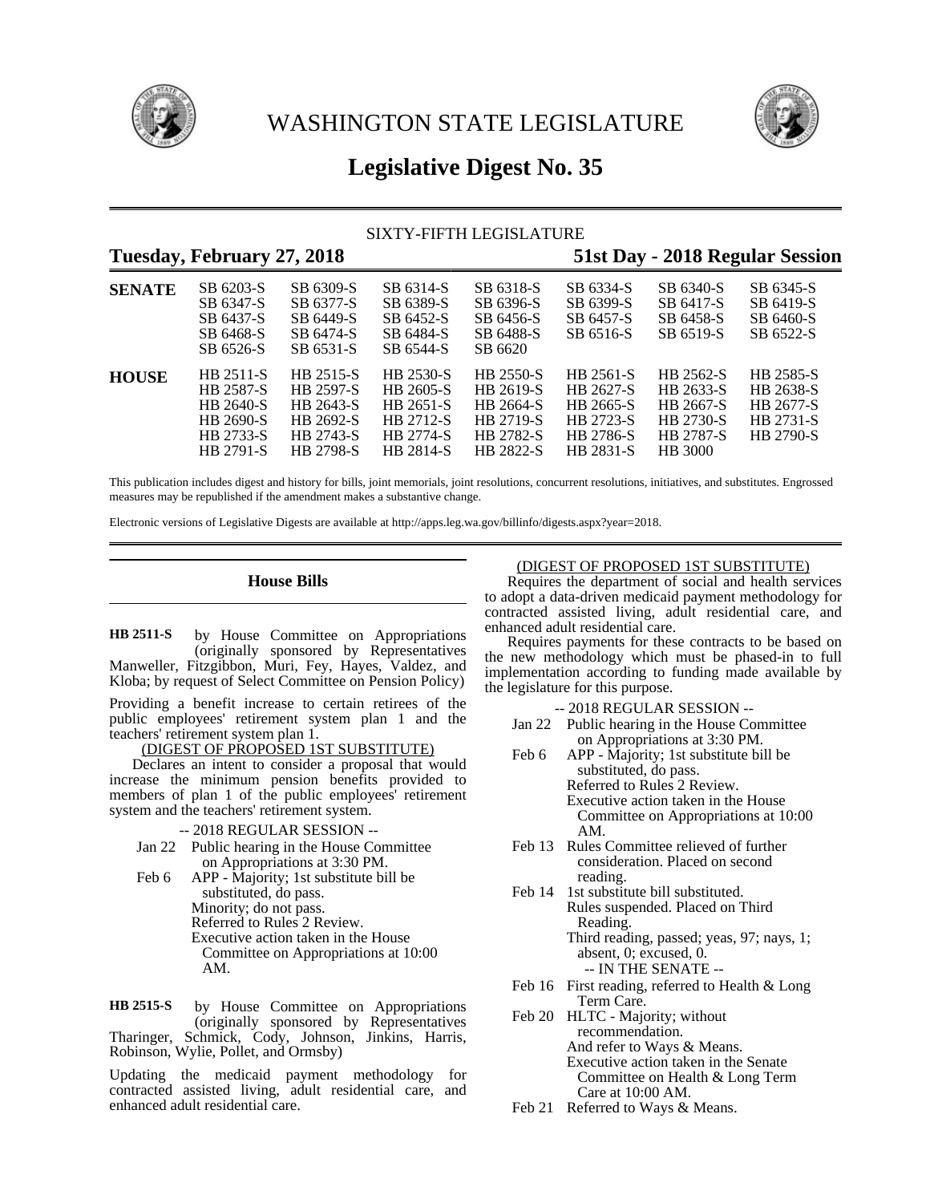# WASHINGTON STATE LEGISLATURE

# Legislative Digest No. 35

SIXTY-FIFTH LEGISLATURE

**Tuesday, February 27, 2018** — **51st Day - 2018 Regular Session**

| | | | | | | | |
|---|---|---|---|---|---|---|---|
| **SENATE** | SB 6203-S | SB 6309-S | SB 6314-S | SB 6318-S | SB 6334-S | SB 6340-S | SB 6345-S |
| | SB 6347-S | SB 6377-S | SB 6389-S | SB 6396-S | SB 6399-S | SB 6417-S | SB 6419-S |
| | SB 6437-S | SB 6449-S | SB 6452-S | SB 6456-S | SB 6457-S | SB 6458-S | SB 6460-S |
| | SB 6468-S | SB 6474-S | SB 6484-S | SB 6488-S | SB 6516-S | SB 6519-S | SB 6522-S |
| | SB 6526-S | SB 6531-S | SB 6544-S | SB 6620 | | | |
| **HOUSE** | HB 2511-S | HB 2515-S | HB 2530-S | HB 2550-S | HB 2561-S | HB 2562-S | HB 2585-S |
| | HB 2587-S | HB 2597-S | HB 2605-S | HB 2619-S | HB 2627-S | HB 2633-S | HB 2638-S |
| | HB 2640-S | HB 2643-S | HB 2651-S | HB 2664-S | HB 2665-S | HB 2667-S | HB 2677-S |
| | HB 2690-S | HB 2692-S | HB 2712-S | HB 2719-S | HB 2723-S | HB 2730-S | HB 2731-S |
| | HB 2733-S | HB 2743-S | HB 2774-S | HB 2782-S | HB 2786-S | HB 2787-S | HB 2790-S |
| | HB 2791-S | HB 2798-S | HB 2814-S | HB 2822-S | HB 2831-S | HB 3000 | |

This publication includes digest and history for bills, joint memorials, joint resolutions, concurrent resolutions, initiatives, and substitutes. Engrossed measures may be republished if the amendment makes a substantive change.

Electronic versions of Legislative Digests are available at http://apps.leg.wa.gov/billinfo/digests.aspx?year=2018.

## House Bills

**HB 2511-S** by House Committee on Appropriations (originally sponsored by Representatives Manweller, Fitzgibbon, Muri, Fey, Hayes, Valdez, and Kloba; by request of Select Committee on Pension Policy)

Providing a benefit increase to certain retirees of the public employees' retirement system plan 1 and the teachers' retirement system plan 1.

(DIGEST OF PROPOSED 1ST SUBSTITUTE)

Declares an intent to consider a proposal that would increase the minimum pension benefits provided to members of plan 1 of the public employees' retirement system and the teachers' retirement system.

-- 2018 REGULAR SESSION --

Jan 22 Public hearing in the House Committee on Appropriations at 3:30 PM.

Feb 6 APP - Majority; 1st substitute bill be substituted, do pass.
Minority; do not pass.
Referred to Rules 2 Review.
Executive action taken in the House Committee on Appropriations at 10:00 AM.

**HB 2515-S** by House Committee on Appropriations (originally sponsored by Representatives Tharinger, Schmick, Cody, Johnson, Jinkins, Harris, Robinson, Wylie, Pollet, and Ormsby)

Updating the medicaid payment methodology for contracted assisted living, adult residential care, and enhanced adult residential care.

(DIGEST OF PROPOSED 1ST SUBSTITUTE)

Requires the department of social and health services to adopt a data-driven medicaid payment methodology for contracted assisted living, adult residential care, and enhanced adult residential care.

Requires payments for these contracts to be based on the new methodology which must be phased-in to full implementation according to funding made available by the legislature for this purpose.

-- 2018 REGULAR SESSION --

Jan 22 Public hearing in the House Committee on Appropriations at 3:30 PM.

Feb 6 APP - Majority; 1st substitute bill be substituted, do pass.
Referred to Rules 2 Review.
Executive action taken in the House Committee on Appropriations at 10:00 AM.

Feb 13 Rules Committee relieved of further consideration. Placed on second reading.

Feb 14 1st substitute bill substituted.
Rules suspended. Placed on Third Reading.
Third reading, passed; yeas, 97; nays, 1; absent, 0; excused, 0.

-- IN THE SENATE --

Feb 16 First reading, referred to Health & Long Term Care.

Feb 20 HLTC - Majority; without recommendation.
And refer to Ways & Means.
Executive action taken in the Senate Committee on Health & Long Term Care at 10:00 AM.

Feb 21 Referred to Ways & Means.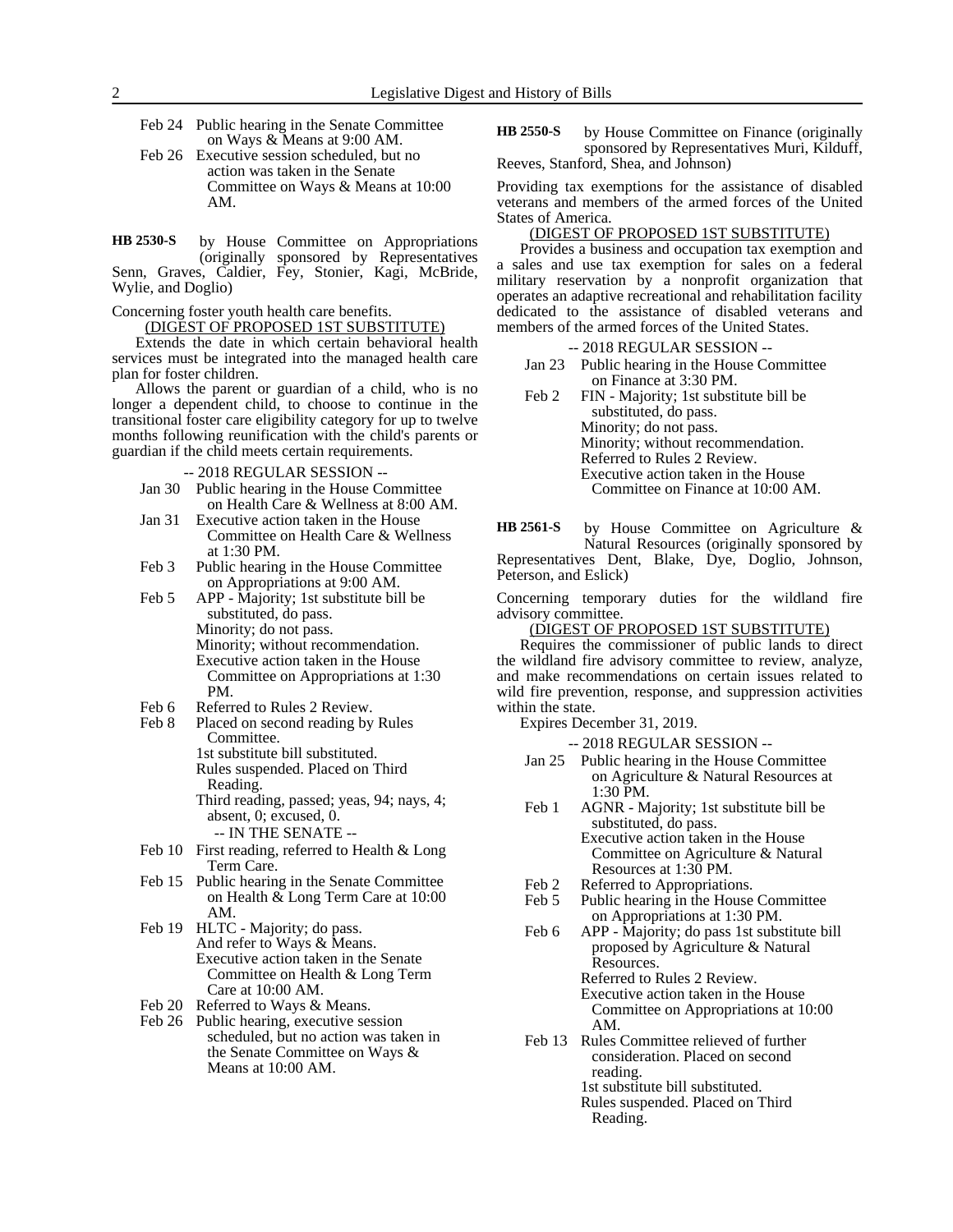Feb 24 Public hearing in the Senate Committee on Ways & Means at 9:00 AM.
Feb 26 Executive session scheduled, but no action was taken in the Senate Committee on Ways & Means at 10:00 AM.

**HB 2530-S** by House Committee on Appropriations (originally sponsored by Representatives Senn, Graves, Caldier, Fey, Stonier, Kagi, McBride, Wylie, and Doglio)

Concerning foster youth health care benefits.

(DIGEST OF PROPOSED 1ST SUBSTITUTE)

Extends the date in which certain behavioral health services must be integrated into the managed health care plan for foster children.

Allows the parent or guardian of a child, who is no longer a dependent child, to choose to continue in the transitional foster care eligibility category for up to twelve months following reunification with the child's parents or guardian if the child meets certain requirements.

-- 2018 REGULAR SESSION --

Jan 30 Public hearing in the House Committee on Health Care & Wellness at 8:00 AM.
Jan 31 Executive action taken in the House Committee on Health Care & Wellness at 1:30 PM.
Feb 3 Public hearing in the House Committee on Appropriations at 9:00 AM.
Feb 5 APP - Majority; 1st substitute bill be substituted, do pass.
Minority; do not pass.
Minority; without recommendation.
Executive action taken in the House Committee on Appropriations at 1:30 PM.
Feb 6 Referred to Rules 2 Review.
Feb 8 Placed on second reading by Rules Committee.
1st substitute bill substituted.
Rules suspended. Placed on Third Reading.
Third reading, passed; yeas, 94; nays, 4; absent, 0; excused, 0.

-- IN THE SENATE --

Feb 10 First reading, referred to Health & Long Term Care.
Feb 15 Public hearing in the Senate Committee on Health & Long Term Care at 10:00 AM.
Feb 19 HLTC - Majority; do pass.
And refer to Ways & Means.
Executive action taken in the Senate Committee on Health & Long Term Care at 10:00 AM.
Feb 20 Referred to Ways & Means.
Feb 26 Public hearing, executive session scheduled, but no action was taken in the Senate Committee on Ways & Means at 10:00 AM.

**HB 2550-S** by House Committee on Finance (originally sponsored by Representatives Muri, Kilduff, Reeves, Stanford, Shea, and Johnson)

Providing tax exemptions for the assistance of disabled veterans and members of the armed forces of the United States of America.

(DIGEST OF PROPOSED 1ST SUBSTITUTE)

Provides a business and occupation tax exemption and a sales and use tax exemption for sales on a federal military reservation by a nonprofit organization that operates an adaptive recreational and rehabilitation facility dedicated to the assistance of disabled veterans and members of the armed forces of the United States.

-- 2018 REGULAR SESSION --

Jan 23 Public hearing in the House Committee on Finance at 3:30 PM.
Feb 2 FIN - Majority; 1st substitute bill be substituted, do pass.
Minority; do not pass.
Minority; without recommendation.
Referred to Rules 2 Review.
Executive action taken in the House Committee on Finance at 10:00 AM.

**HB 2561-S** by House Committee on Agriculture & Natural Resources (originally sponsored by Representatives Dent, Blake, Dye, Doglio, Johnson, Peterson, and Eslick)

Concerning temporary duties for the wildland fire advisory committee.

(DIGEST OF PROPOSED 1ST SUBSTITUTE)

Requires the commissioner of public lands to direct the wildland fire advisory committee to review, analyze, and make recommendations on certain issues related to wild fire prevention, response, and suppression activities within the state.

Expires December 31, 2019.

-- 2018 REGULAR SESSION --

Jan 25 Public hearing in the House Committee on Agriculture & Natural Resources at 1:30 PM.
Feb 1 AGNR - Majority; 1st substitute bill be substituted, do pass.
Executive action taken in the House Committee on Agriculture & Natural Resources at 1:30 PM.
Feb 2 Referred to Appropriations.
Feb 5 Public hearing in the House Committee on Appropriations at 1:30 PM.
Feb 6 APP - Majority; do pass 1st substitute bill proposed by Agriculture & Natural Resources.
Referred to Rules 2 Review.
Executive action taken in the House Committee on Appropriations at 10:00 AM.
Feb 13 Rules Committee relieved of further consideration. Placed on second reading.
1st substitute bill substituted.
Rules suspended. Placed on Third Reading.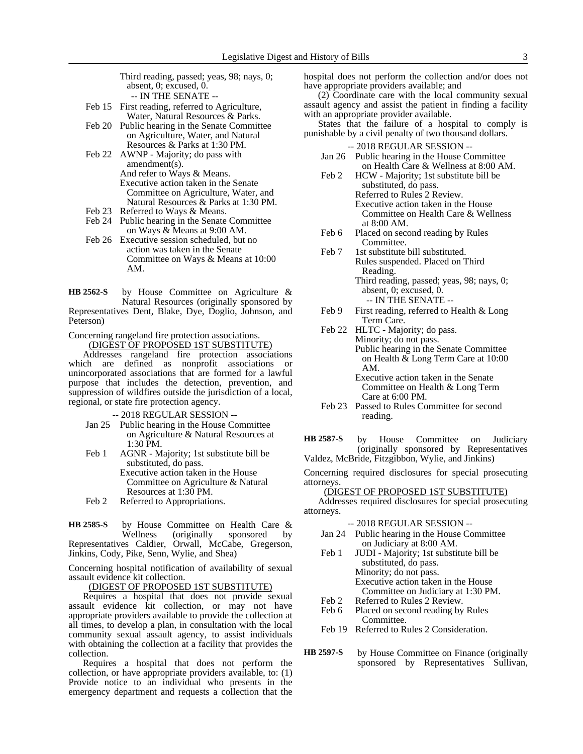Third reading, passed; yeas, 98; nays, 0; absent, 0; excused, 0.

-- IN THE SENATE --

Feb 15 First reading, referred to Agriculture, Water, Natural Resources & Parks.

Feb 20 Public hearing in the Senate Committee on Agriculture, Water, and Natural Resources & Parks at 1:30 PM.

Feb 22 AWNP - Majority; do pass with amendment(s).
And refer to Ways & Means.
Executive action taken in the Senate Committee on Agriculture, Water, and Natural Resources & Parks at 1:30 PM.

Feb 23 Referred to Ways & Means.

Feb 24 Public hearing in the Senate Committee on Ways & Means at 9:00 AM.

Feb 26 Executive session scheduled, but no action was taken in the Senate Committee on Ways & Means at 10:00 AM.

**HB 2562-S** by House Committee on Agriculture & Natural Resources (originally sponsored by Representatives Dent, Blake, Dye, Doglio, Johnson, and Peterson)

Concerning rangeland fire protection associations.

(DIGEST OF PROPOSED 1ST SUBSTITUTE)

Addresses rangeland fire protection associations which are defined as nonprofit associations or unincorporated associations that are formed for a lawful purpose that includes the detection, prevention, and suppression of wildfires outside the jurisdiction of a local, regional, or state fire protection agency.

-- 2018 REGULAR SESSION --

Jan 25 Public hearing in the House Committee on Agriculture & Natural Resources at 1:30 PM.

Feb 1 AGNR - Majority; 1st substitute bill be substituted, do pass.
Executive action taken in the House Committee on Agriculture & Natural Resources at 1:30 PM.

Feb 2 Referred to Appropriations.

**HB 2585-S** by House Committee on Health Care & Wellness (originally sponsored by Representatives Caldier, Orwall, McCabe, Gregerson, Jinkins, Cody, Pike, Senn, Wylie, and Shea)

Concerning hospital notification of availability of sexual assault evidence kit collection.

(DIGEST OF PROPOSED 1ST SUBSTITUTE)

Requires a hospital that does not provide sexual assault evidence kit collection, or may not have appropriate providers available to provide the collection at all times, to develop a plan, in consultation with the local community sexual assault agency, to assist individuals with obtaining the collection at a facility that provides the collection.

Requires a hospital that does not perform the collection, or have appropriate providers available, to: (1) Provide notice to an individual who presents in the emergency department and requests a collection that the hospital does not perform the collection and/or does not have appropriate providers available; and

(2) Coordinate care with the local community sexual assault agency and assist the patient in finding a facility with an appropriate provider available.

States that the failure of a hospital to comply is punishable by a civil penalty of two thousand dollars.

-- 2018 REGULAR SESSION --

Jan 26 Public hearing in the House Committee on Health Care & Wellness at 8:00 AM.

Feb 2 HCW - Majority; 1st substitute bill be substituted, do pass.
Referred to Rules 2 Review.
Executive action taken in the House Committee on Health Care & Wellness at 8:00 AM.

Feb 6 Placed on second reading by Rules Committee.

Feb 7 1st substitute bill substituted.
Rules suspended. Placed on Third Reading.
Third reading, passed; yeas, 98; nays, 0; absent, 0; excused, 0.

-- IN THE SENATE --

Feb 9 First reading, referred to Health & Long Term Care.

Feb 22 HLTC - Majority; do pass.
Minority; do not pass.
Public hearing in the Senate Committee on Health & Long Term Care at 10:00 AM.
Executive action taken in the Senate Committee on Health & Long Term Care at 6:00 PM.

Feb 23 Passed to Rules Committee for second reading.

**HB 2587-S** by House Committee on Judiciary (originally sponsored by Representatives Valdez, McBride, Fitzgibbon, Wylie, and Jinkins)

Concerning required disclosures for special prosecuting attorneys.

(DIGEST OF PROPOSED 1ST SUBSTITUTE)

Addresses required disclosures for special prosecuting attorneys.

-- 2018 REGULAR SESSION --

Jan 24 Public hearing in the House Committee on Judiciary at 8:00 AM.

Feb 1 JUDI - Majority; 1st substitute bill be substituted, do pass.
Minority; do not pass.
Executive action taken in the House Committee on Judiciary at 1:30 PM.

Feb 2 Referred to Rules 2 Review.

Feb 6 Placed on second reading by Rules Committee.

Feb 19 Referred to Rules 2 Consideration.

**HB 2597-S** by House Committee on Finance (originally sponsored by Representatives Sullivan,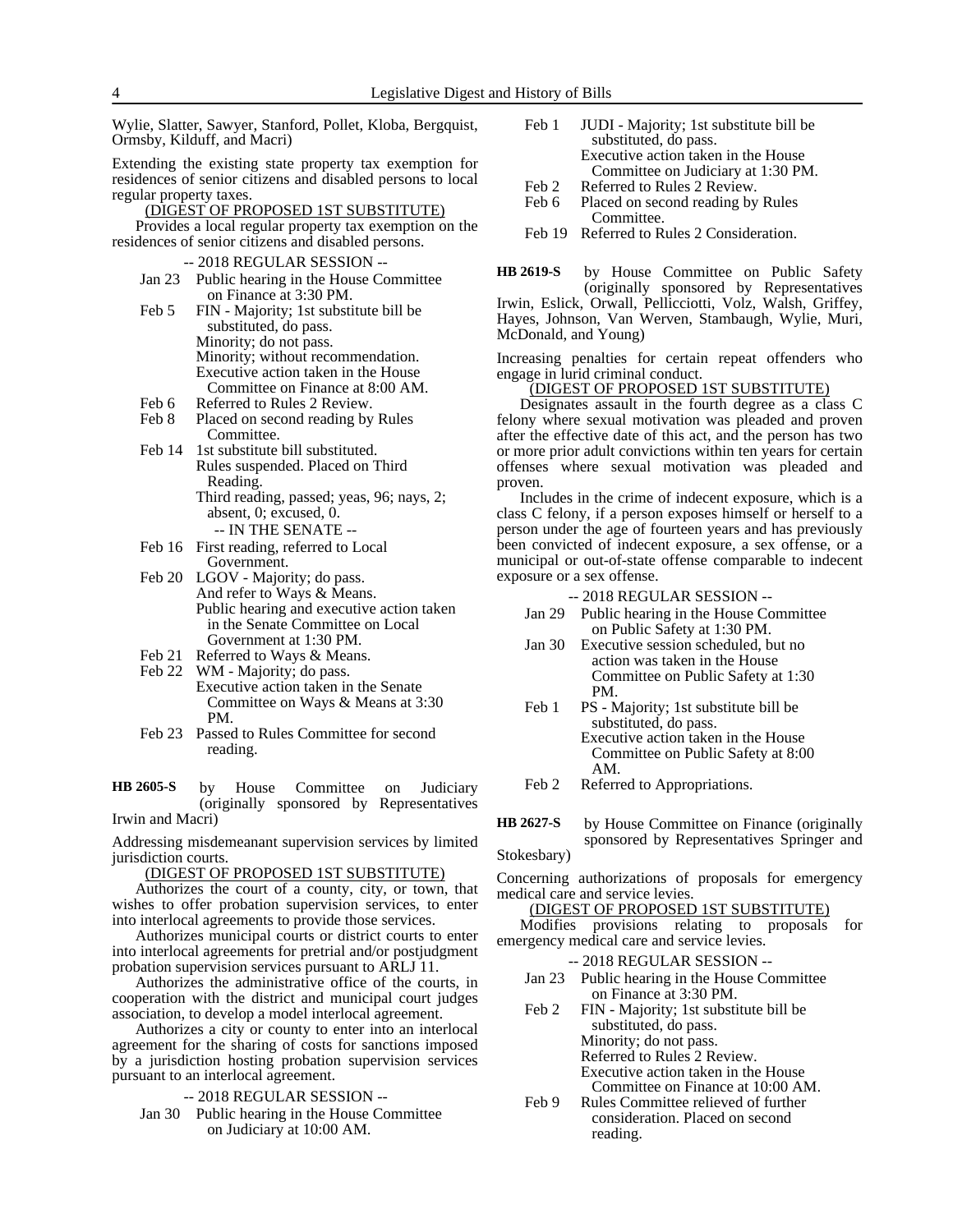Wylie, Slatter, Sawyer, Stanford, Pollet, Kloba, Bergquist, Ormsby, Kilduff, and Macri)

Extending the existing state property tax exemption for residences of senior citizens and disabled persons to local regular property taxes.

(DIGEST OF PROPOSED 1ST SUBSTITUTE)

Provides a local regular property tax exemption on the residences of senior citizens and disabled persons.

-- 2018 REGULAR SESSION --

- Jan 23 Public hearing in the House Committee on Finance at 3:30 PM.
- Feb 5 FIN - Majority; 1st substitute bill be substituted, do pass.
  Minority; do not pass.
  Minority; without recommendation.
  Executive action taken in the House Committee on Finance at 8:00 AM.
- Feb 6 Referred to Rules 2 Review.
- Feb 8 Placed on second reading by Rules Committee.
- Feb 14 1st substitute bill substituted.
  Rules suspended. Placed on Third Reading.
  Third reading, passed; yeas, 96; nays, 2; absent, 0; excused, 0.

-- IN THE SENATE --

- Feb 16 First reading, referred to Local Government.
- Feb 20 LGOV - Majority; do pass.
  And refer to Ways & Means.
  Public hearing and executive action taken in the Senate Committee on Local Government at 1:30 PM.
- Feb 21 Referred to Ways & Means.
- Feb 22 WM - Majority; do pass.
  Executive action taken in the Senate Committee on Ways & Means at 3:30 PM.
- Feb 23 Passed to Rules Committee for second reading.

**HB 2605-S** by House Committee on Judiciary (originally sponsored by Representatives Irwin and Macri)

Addressing misdemeanant supervision services by limited jurisdiction courts.

(DIGEST OF PROPOSED 1ST SUBSTITUTE)

Authorizes the court of a county, city, or town, that wishes to offer probation supervision services, to enter into interlocal agreements to provide those services.

Authorizes municipal courts or district courts to enter into interlocal agreements for pretrial and/or postjudgment probation supervision services pursuant to ARLJ 11.

Authorizes the administrative office of the courts, in cooperation with the district and municipal court judges association, to develop a model interlocal agreement.

Authorizes a city or county to enter into an interlocal agreement for the sharing of costs for sanctions imposed by a jurisdiction hosting probation supervision services pursuant to an interlocal agreement.

-- 2018 REGULAR SESSION --

- Jan 30 Public hearing in the House Committee on Judiciary at 10:00 AM.
- Feb 1 JUDI - Majority; 1st substitute bill be substituted, do pass.
  Executive action taken in the House Committee on Judiciary at 1:30 PM.
- Feb 2 Referred to Rules 2 Review.
- Feb 6 Placed on second reading by Rules Committee.
- Feb 19 Referred to Rules 2 Consideration.

**HB 2619-S** by House Committee on Public Safety (originally sponsored by Representatives Irwin, Eslick, Orwall, Pellicciotti, Volz, Walsh, Griffey, Hayes, Johnson, Van Werven, Stambaugh, Wylie, Muri, McDonald, and Young)

Increasing penalties for certain repeat offenders who engage in lurid criminal conduct.

(DIGEST OF PROPOSED 1ST SUBSTITUTE)

Designates assault in the fourth degree as a class C felony where sexual motivation was pleaded and proven after the effective date of this act, and the person has two or more prior adult convictions within ten years for certain offenses where sexual motivation was pleaded and proven.

Includes in the crime of indecent exposure, which is a class C felony, if a person exposes himself or herself to a person under the age of fourteen years and has previously been convicted of indecent exposure, a sex offense, or a municipal or out-of-state offense comparable to indecent exposure or a sex offense.

-- 2018 REGULAR SESSION --

- Jan 29 Public hearing in the House Committee on Public Safety at 1:30 PM.
- Jan 30 Executive session scheduled, but no action was taken in the House Committee on Public Safety at 1:30 PM.
- Feb 1 PS - Majority; 1st substitute bill be substituted, do pass.
  Executive action taken in the House Committee on Public Safety at 8:00 AM.
- Feb 2 Referred to Appropriations.

**HB 2627-S** by House Committee on Finance (originally sponsored by Representatives Springer and Stokesbary)

Concerning authorizations of proposals for emergency medical care and service levies.

(DIGEST OF PROPOSED 1ST SUBSTITUTE)

Modifies provisions relating to proposals for emergency medical care and service levies.

-- 2018 REGULAR SESSION --

- Jan 23 Public hearing in the House Committee on Finance at 3:30 PM.
- Feb 2 FIN - Majority; 1st substitute bill be substituted, do pass.
  Minority; do not pass.
  Referred to Rules 2 Review.
  Executive action taken in the House Committee on Finance at 10:00 AM.
- Feb 9 Rules Committee relieved of further consideration. Placed on second reading.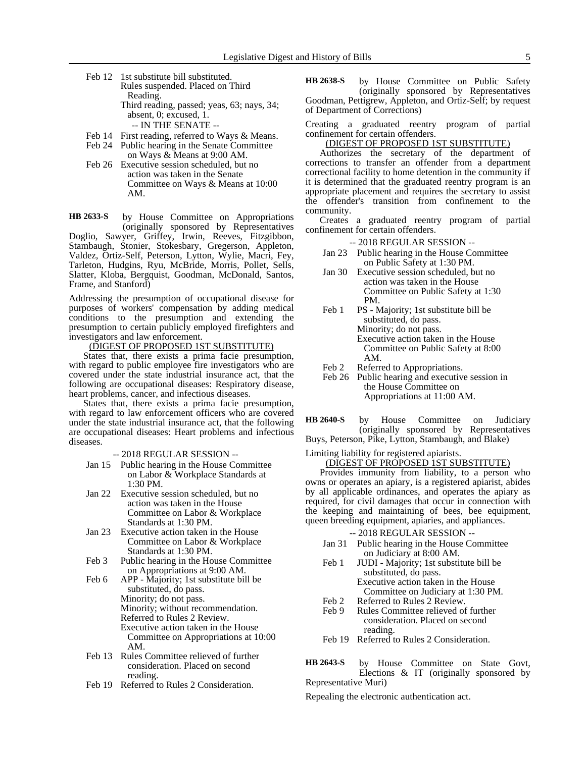Feb 12 1st substitute bill substituted.
Rules suspended. Placed on Third Reading.
Third reading, passed; yeas, 63; nays, 34; absent, 0; excused, 1.

-- IN THE SENATE --

Feb 14 First reading, referred to Ways & Means.
Feb 24 Public hearing in the Senate Committee on Ways & Means at 9:00 AM.
Feb 26 Executive session scheduled, but no action was taken in the Senate Committee on Ways & Means at 10:00 AM.

**HB 2633-S** by House Committee on Appropriations (originally sponsored by Representatives Doglio, Sawyer, Griffey, Irwin, Reeves, Fitzgibbon, Stambaugh, Stonier, Stokesbary, Gregerson, Appleton, Valdez, Ortiz-Self, Peterson, Lytton, Wylie, Macri, Fey, Tarleton, Hudgins, Ryu, McBride, Morris, Pollet, Sells, Slatter, Kloba, Bergquist, Goodman, McDonald, Santos, Frame, and Stanford)

Addressing the presumption of occupational disease for purposes of workers' compensation by adding medical conditions to the presumption and extending the presumption to certain publicly employed firefighters and investigators and law enforcement.

(DIGEST OF PROPOSED 1ST SUBSTITUTE)

States that, there exists a prima facie presumption, with regard to public employee fire investigators who are covered under the state industrial insurance act, that the following are occupational diseases: Respiratory disease, heart problems, cancer, and infectious diseases.

States that, there exists a prima facie presumption, with regard to law enforcement officers who are covered under the state industrial insurance act, that the following are occupational diseases: Heart problems and infectious diseases.

-- 2018 REGULAR SESSION --

Jan 15 Public hearing in the House Committee on Labor & Workplace Standards at 1:30 PM.
Jan 22 Executive session scheduled, but no action was taken in the House Committee on Labor & Workplace Standards at 1:30 PM.
Jan 23 Executive action taken in the House Committee on Labor & Workplace Standards at 1:30 PM.
Feb 3 Public hearing in the House Committee on Appropriations at 9:00 AM.
Feb 6 APP - Majority; 1st substitute bill be substituted, do pass.
Minority; do not pass.
Minority; without recommendation.
Referred to Rules 2 Review.
Executive action taken in the House Committee on Appropriations at 10:00 AM.
Feb 13 Rules Committee relieved of further consideration. Placed on second reading.
Feb 19 Referred to Rules 2 Consideration.

**HB 2638-S** by House Committee on Public Safety (originally sponsored by Representatives Goodman, Pettigrew, Appleton, and Ortiz-Self; by request of Department of Corrections)

Creating a graduated reentry program of partial confinement for certain offenders.

(DIGEST OF PROPOSED 1ST SUBSTITUTE)

Authorizes the secretary of the department of corrections to transfer an offender from a department correctional facility to home detention in the community if it is determined that the graduated reentry program is an appropriate placement and requires the secretary to assist the offender's transition from confinement to the community.

Creates a graduated reentry program of partial confinement for certain offenders.

-- 2018 REGULAR SESSION --

Jan 23 Public hearing in the House Committee on Public Safety at 1:30 PM.
Jan 30 Executive session scheduled, but no action was taken in the House Committee on Public Safety at 1:30 PM.
Feb 1 PS - Majority; 1st substitute bill be substituted, do pass.
Minority; do not pass.
Executive action taken in the House Committee on Public Safety at 8:00 AM.
Feb 2 Referred to Appropriations.
Feb 26 Public hearing and executive session in the House Committee on Appropriations at 11:00 AM.

**HB 2640-S** by House Committee on Judiciary (originally sponsored by Representatives Buys, Peterson, Pike, Lytton, Stambaugh, and Blake)

Limiting liability for registered apiarists.

(DIGEST OF PROPOSED 1ST SUBSTITUTE)

Provides immunity from liability, to a person who owns or operates an apiary, is a registered apiarist, abides by all applicable ordinances, and operates the apiary as required, for civil damages that occur in connection with the keeping and maintaining of bees, bee equipment, queen breeding equipment, apiaries, and appliances.

-- 2018 REGULAR SESSION --

Jan 31 Public hearing in the House Committee on Judiciary at 8:00 AM.
Feb 1 JUDI - Majority; 1st substitute bill be substituted, do pass.
Executive action taken in the House Committee on Judiciary at 1:30 PM.
Feb 2 Referred to Rules 2 Review.
Feb 9 Rules Committee relieved of further consideration. Placed on second reading.
Feb 19 Referred to Rules 2 Consideration.

**HB 2643-S** by House Committee on State Govt, Elections & IT (originally sponsored by Representative Muri)

Repealing the electronic authentication act.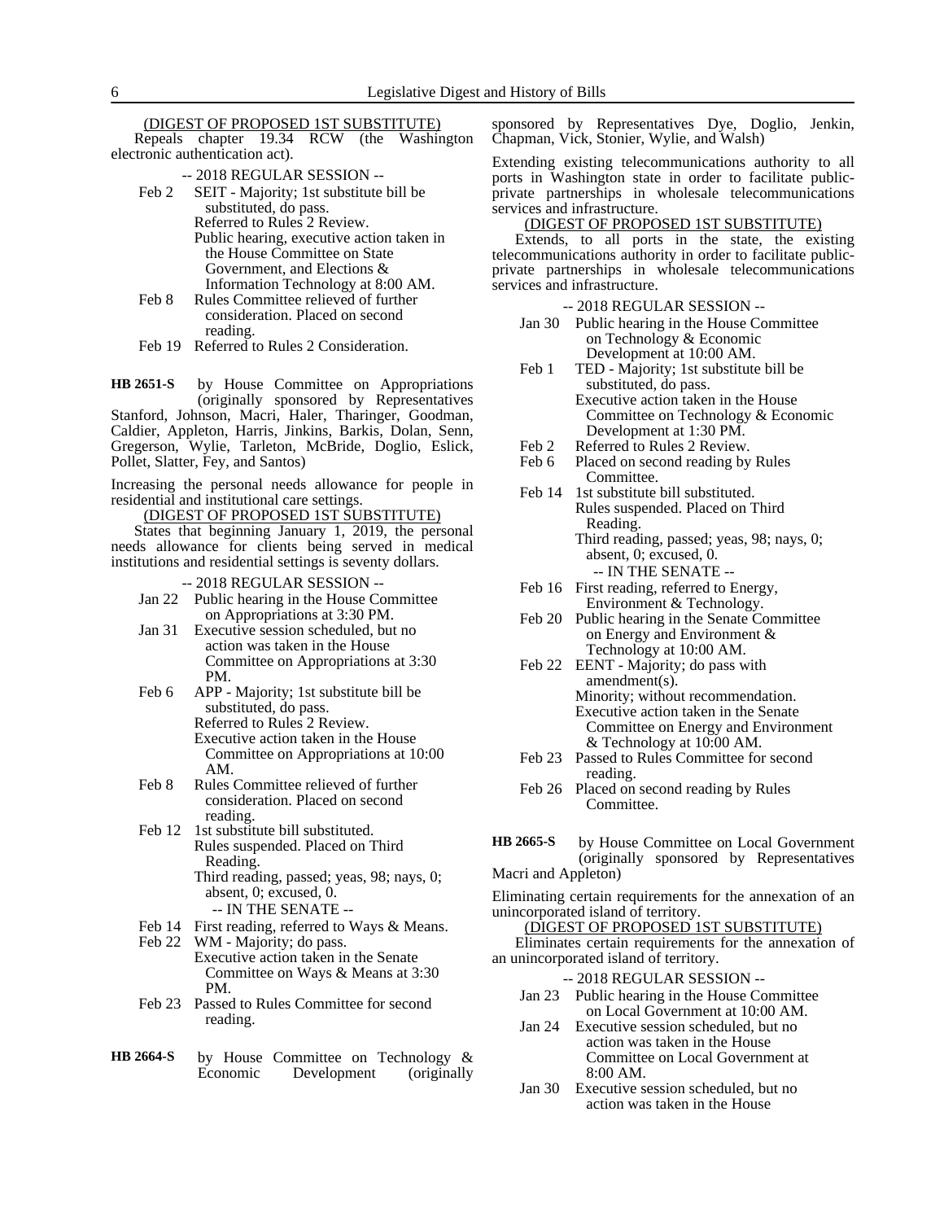(DIGEST OF PROPOSED 1ST SUBSTITUTE)

Repeals chapter 19.34 RCW (the Washington electronic authentication act).

-- 2018 REGULAR SESSION --

Feb 2 SEIT - Majority; 1st substitute bill be substituted, do pass.
Referred to Rules 2 Review.
Public hearing, executive action taken in the House Committee on State Government, and Elections & Information Technology at 8:00 AM.

Feb 8 Rules Committee relieved of further consideration. Placed on second reading.

Feb 19 Referred to Rules 2 Consideration.

**HB 2651-S** by House Committee on Appropriations (originally sponsored by Representatives Stanford, Johnson, Macri, Haler, Tharinger, Goodman, Caldier, Appleton, Harris, Jinkins, Barkis, Dolan, Senn, Gregerson, Wylie, Tarleton, McBride, Doglio, Eslick, Pollet, Slatter, Fey, and Santos)

Increasing the personal needs allowance for people in residential and institutional care settings.

(DIGEST OF PROPOSED 1ST SUBSTITUTE)

States that beginning January 1, 2019, the personal needs allowance for clients being served in medical institutions and residential settings is seventy dollars.

-- 2018 REGULAR SESSION --

Jan 22 Public hearing in the House Committee on Appropriations at 3:30 PM.

Jan 31 Executive session scheduled, but no action was taken in the House Committee on Appropriations at 3:30 PM.

Feb 6 APP - Majority; 1st substitute bill be substituted, do pass.
Referred to Rules 2 Review.
Executive action taken in the House Committee on Appropriations at 10:00 AM.

Feb 8 Rules Committee relieved of further consideration. Placed on second reading.

Feb 12 1st substitute bill substituted.
Rules suspended. Placed on Third Reading.
Third reading, passed; yeas, 98; nays, 0; absent, 0; excused, 0.

-- IN THE SENATE --

Feb 14 First reading, referred to Ways & Means.

Feb 22 WM - Majority; do pass.
Executive action taken in the Senate Committee on Ways & Means at 3:30 PM.

Feb 23 Passed to Rules Committee for second reading.

**HB 2664-S** by House Committee on Technology & Economic Development (originally sponsored by Representatives Dye, Doglio, Jenkin, Chapman, Vick, Stonier, Wylie, and Walsh)

Extending existing telecommunications authority to all ports in Washington state in order to facilitate public-private partnerships in wholesale telecommunications services and infrastructure.

(DIGEST OF PROPOSED 1ST SUBSTITUTE)

Extends, to all ports in the state, the existing telecommunications authority in order to facilitate public-private partnerships in wholesale telecommunications services and infrastructure.

-- 2018 REGULAR SESSION --

Jan 30 Public hearing in the House Committee on Technology & Economic Development at 10:00 AM.

Feb 1 TED - Majority; 1st substitute bill be substituted, do pass.
Executive action taken in the House Committee on Technology & Economic Development at 1:30 PM.

Feb 2 Referred to Rules 2 Review.

Feb 6 Placed on second reading by Rules Committee.

Feb 14 1st substitute bill substituted.
Rules suspended. Placed on Third Reading.
Third reading, passed; yeas, 98; nays, 0; absent, 0; excused, 0.

-- IN THE SENATE --

Feb 16 First reading, referred to Energy, Environment & Technology.

Feb 20 Public hearing in the Senate Committee on Energy and Environment & Technology at 10:00 AM.

Feb 22 EENT - Majority; do pass with amendment(s).
Minority; without recommendation.
Executive action taken in the Senate Committee on Energy and Environment & Technology at 10:00 AM.

Feb 23 Passed to Rules Committee for second reading.

Feb 26 Placed on second reading by Rules Committee.

**HB 2665-S** by House Committee on Local Government (originally sponsored by Representatives Macri and Appleton)

Eliminating certain requirements for the annexation of an unincorporated island of territory.

(DIGEST OF PROPOSED 1ST SUBSTITUTE)

Eliminates certain requirements for the annexation of an unincorporated island of territory.

-- 2018 REGULAR SESSION --

Jan 23 Public hearing in the House Committee on Local Government at 10:00 AM.

Jan 24 Executive session scheduled, but no action was taken in the House Committee on Local Government at 8:00 AM.

Jan 30 Executive session scheduled, but no action was taken in the House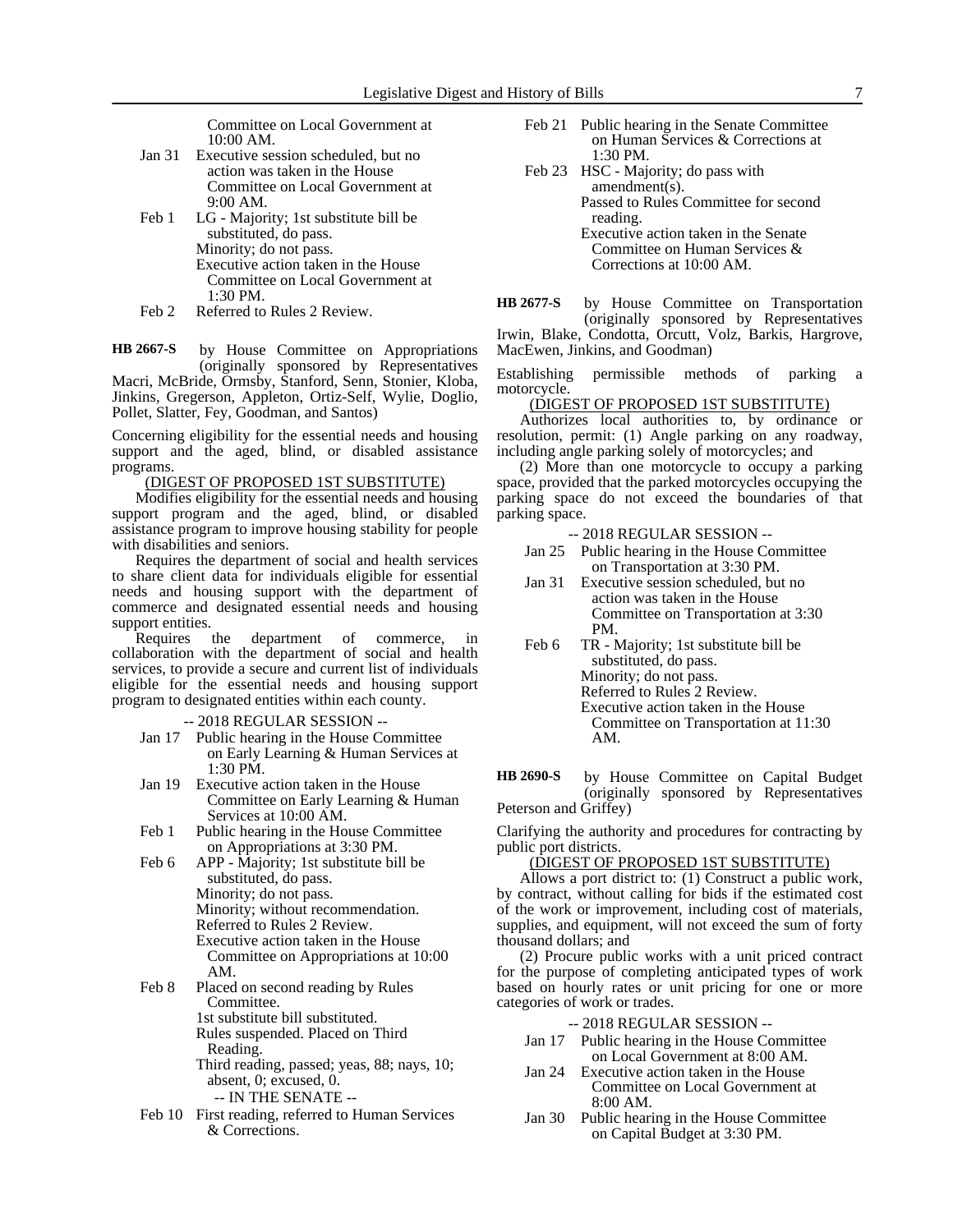Committee on Local Government at 10:00 AM.

Jan 31 Executive session scheduled, but no action was taken in the House Committee on Local Government at 9:00 AM.

Feb 1 LG - Majority; 1st substitute bill be substituted, do pass.
Minority; do not pass.
Executive action taken in the House Committee on Local Government at 1:30 PM.

Feb 2 Referred to Rules 2 Review.

**HB 2667-S** by House Committee on Appropriations (originally sponsored by Representatives Macri, McBride, Ormsby, Stanford, Senn, Stonier, Kloba, Jinkins, Gregerson, Appleton, Ortiz-Self, Wylie, Doglio, Pollet, Slatter, Fey, Goodman, and Santos)

Concerning eligibility for the essential needs and housing support and the aged, blind, or disabled assistance programs.

(DIGEST OF PROPOSED 1ST SUBSTITUTE)

Modifies eligibility for the essential needs and housing support program and the aged, blind, or disabled assistance program to improve housing stability for people with disabilities and seniors.

Requires the department of social and health services to share client data for individuals eligible for essential needs and housing support with the department of commerce and designated essential needs and housing support entities.

Requires the department of commerce, in collaboration with the department of social and health services, to provide a secure and current list of individuals eligible for the essential needs and housing support program to designated entities within each county.

-- 2018 REGULAR SESSION --

Jan 17 Public hearing in the House Committee on Early Learning & Human Services at 1:30 PM.

Jan 19 Executive action taken in the House Committee on Early Learning & Human Services at 10:00 AM.

Feb 1 Public hearing in the House Committee on Appropriations at 3:30 PM.

Feb 6 APP - Majority; 1st substitute bill be substituted, do pass.
Minority; do not pass.
Minority; without recommendation.
Referred to Rules 2 Review.
Executive action taken in the House Committee on Appropriations at 10:00 AM.

Feb 8 Placed on second reading by Rules Committee.
1st substitute bill substituted.
Rules suspended. Placed on Third Reading.
Third reading, passed; yeas, 88; nays, 10; absent, 0; excused, 0.

-- IN THE SENATE --

Feb 10 First reading, referred to Human Services & Corrections.

Feb 21 Public hearing in the Senate Committee on Human Services & Corrections at 1:30 PM.

Feb 23 HSC - Majority; do pass with amendment(s).
Passed to Rules Committee for second reading.
Executive action taken in the Senate Committee on Human Services & Corrections at 10:00 AM.

**HB 2677-S** by House Committee on Transportation (originally sponsored by Representatives Irwin, Blake, Condotta, Orcutt, Volz, Barkis, Hargrove, MacEwen, Jinkins, and Goodman)

Establishing permissible methods of parking a motorcycle.

(DIGEST OF PROPOSED 1ST SUBSTITUTE)

Authorizes local authorities to, by ordinance or resolution, permit: (1) Angle parking on any roadway, including angle parking solely of motorcycles; and

(2) More than one motorcycle to occupy a parking space, provided that the parked motorcycles occupying the parking space do not exceed the boundaries of that parking space.

-- 2018 REGULAR SESSION --

Jan 25 Public hearing in the House Committee on Transportation at 3:30 PM.

Jan 31 Executive session scheduled, but no action was taken in the House Committee on Transportation at 3:30 PM.

Feb 6 TR - Majority; 1st substitute bill be substituted, do pass.
Minority; do not pass.
Referred to Rules 2 Review.
Executive action taken in the House Committee on Transportation at 11:30 AM.

**HB 2690-S** by House Committee on Capital Budget (originally sponsored by Representatives Peterson and Griffey)

Clarifying the authority and procedures for contracting by public port districts.

(DIGEST OF PROPOSED 1ST SUBSTITUTE)

Allows a port district to: (1) Construct a public work, by contract, without calling for bids if the estimated cost of the work or improvement, including cost of materials, supplies, and equipment, will not exceed the sum of forty thousand dollars; and

(2) Procure public works with a unit priced contract for the purpose of completing anticipated types of work based on hourly rates or unit pricing for one or more categories of work or trades.

-- 2018 REGULAR SESSION --

Jan 17 Public hearing in the House Committee on Local Government at 8:00 AM.

Jan 24 Executive action taken in the House Committee on Local Government at 8:00 AM.

Jan 30 Public hearing in the House Committee on Capital Budget at 3:30 PM.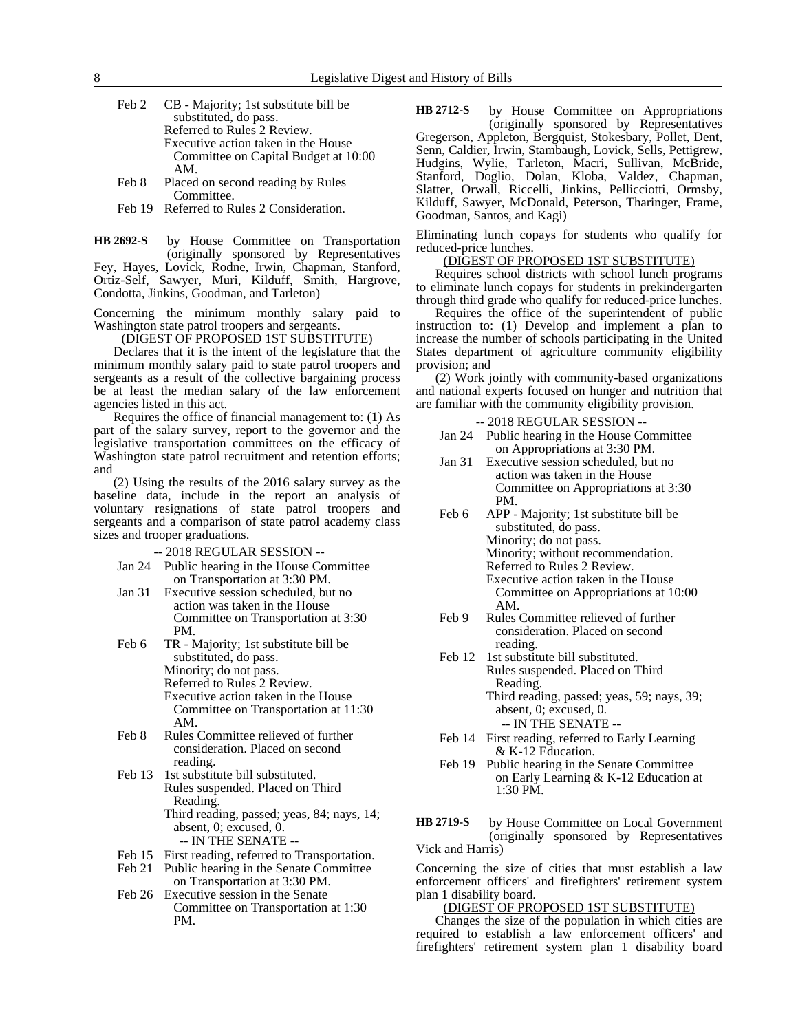Feb 2 CB - Majority; 1st substitute bill be substituted, do pass.
Referred to Rules 2 Review.
Executive action taken in the House Committee on Capital Budget at 10:00 AM.
Feb 8 Placed on second reading by Rules Committee.
Feb 19 Referred to Rules 2 Consideration.

**HB 2692-S** by House Committee on Transportation (originally sponsored by Representatives Fey, Hayes, Lovick, Rodne, Irwin, Chapman, Stanford, Ortiz-Self, Sawyer, Muri, Kilduff, Smith, Hargrove, Condotta, Jinkins, Goodman, and Tarleton)

Concerning the minimum monthly salary paid to Washington state patrol troopers and sergeants.

(DIGEST OF PROPOSED 1ST SUBSTITUTE)

Declares that it is the intent of the legislature that the minimum monthly salary paid to state patrol troopers and sergeants as a result of the collective bargaining process be at least the median salary of the law enforcement agencies listed in this act.

Requires the office of financial management to: (1) As part of the salary survey, report to the governor and the legislative transportation committees on the efficacy of Washington state patrol recruitment and retention efforts; and

(2) Using the results of the 2016 salary survey as the baseline data, include in the report an analysis of voluntary resignations of state patrol troopers and sergeants and a comparison of state patrol academy class sizes and trooper graduations.

-- 2018 REGULAR SESSION --

Jan 24 Public hearing in the House Committee on Transportation at 3:30 PM.
Jan 31 Executive session scheduled, but no action was taken in the House Committee on Transportation at 3:30 PM.
Feb 6 TR - Majority; 1st substitute bill be substituted, do pass.
Minority; do not pass.
Referred to Rules 2 Review.
Executive action taken in the House Committee on Transportation at 11:30 AM.
Feb 8 Rules Committee relieved of further consideration. Placed on second reading.
Feb 13 1st substitute bill substituted.
Rules suspended. Placed on Third Reading.
Third reading, passed; yeas, 84; nays, 14; absent, 0; excused, 0.

-- IN THE SENATE --

Feb 15 First reading, referred to Transportation.
Feb 21 Public hearing in the Senate Committee on Transportation at 3:30 PM.
Feb 26 Executive session in the Senate Committee on Transportation at 1:30 PM.

**HB 2712-S** by House Committee on Appropriations (originally sponsored by Representatives Gregerson, Appleton, Bergquist, Stokesbary, Pollet, Dent, Senn, Caldier, Irwin, Stambaugh, Lovick, Sells, Pettigrew, Hudgins, Wylie, Tarleton, Macri, Sullivan, McBride, Stanford, Doglio, Dolan, Kloba, Valdez, Chapman, Slatter, Orwall, Riccelli, Jinkins, Pellicciotti, Ormsby, Kilduff, Sawyer, McDonald, Peterson, Tharinger, Frame, Goodman, Santos, and Kagi)

Eliminating lunch copays for students who qualify for reduced-price lunches.

(DIGEST OF PROPOSED 1ST SUBSTITUTE)

Requires school districts with school lunch programs to eliminate lunch copays for students in prekindergarten through third grade who qualify for reduced-price lunches.

Requires the office of the superintendent of public instruction to: (1) Develop and implement a plan to increase the number of schools participating in the United States department of agriculture community eligibility provision; and

(2) Work jointly with community-based organizations and national experts focused on hunger and nutrition that are familiar with the community eligibility provision.

-- 2018 REGULAR SESSION --

Jan 24 Public hearing in the House Committee on Appropriations at 3:30 PM.
Jan 31 Executive session scheduled, but no action was taken in the House Committee on Appropriations at 3:30 PM.
Feb 6 APP - Majority; 1st substitute bill be substituted, do pass.
Minority; do not pass.
Minority; without recommendation.
Referred to Rules 2 Review.
Executive action taken in the House Committee on Appropriations at 10:00 AM.
Feb 9 Rules Committee relieved of further consideration. Placed on second reading.
Feb 12 1st substitute bill substituted.
Rules suspended. Placed on Third Reading.
Third reading, passed; yeas, 59; nays, 39; absent, 0; excused, 0.

-- IN THE SENATE --

Feb 14 First reading, referred to Early Learning & K-12 Education.
Feb 19 Public hearing in the Senate Committee on Early Learning & K-12 Education at 1:30 PM.

**HB 2719-S** by House Committee on Local Government (originally sponsored by Representatives Vick and Harris)

Concerning the size of cities that must establish a law enforcement officers' and firefighters' retirement system plan 1 disability board.

(DIGEST OF PROPOSED 1ST SUBSTITUTE)

Changes the size of the population in which cities are required to establish a law enforcement officers' and firefighters' retirement system plan 1 disability board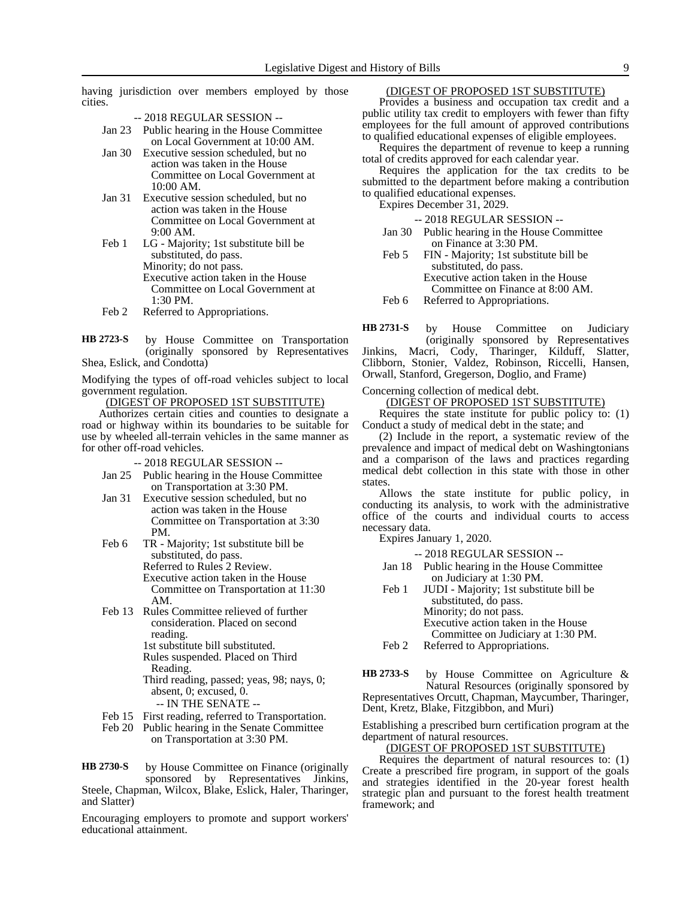having jurisdiction over members employed by those cities.

-- 2018 REGULAR SESSION --

Jan 23 Public hearing in the House Committee on Local Government at 10:00 AM.

Jan 30 Executive session scheduled, but no action was taken in the House Committee on Local Government at 10:00 AM.

Jan 31 Executive session scheduled, but no action was taken in the House Committee on Local Government at 9:00 AM.

Feb 1 LG - Majority; 1st substitute bill be substituted, do pass.
Minority; do not pass.
Executive action taken in the House Committee on Local Government at 1:30 PM.

Feb 2 Referred to Appropriations.

**HB 2723-S** by House Committee on Transportation (originally sponsored by Representatives Shea, Eslick, and Condotta)

Modifying the types of off-road vehicles subject to local government regulation.

(DIGEST OF PROPOSED 1ST SUBSTITUTE)

Authorizes certain cities and counties to designate a road or highway within its boundaries to be suitable for use by wheeled all-terrain vehicles in the same manner as for other off-road vehicles.

-- 2018 REGULAR SESSION --

Jan 25 Public hearing in the House Committee on Transportation at 3:30 PM.

Jan 31 Executive session scheduled, but no action was taken in the House Committee on Transportation at 3:30 PM.

Feb 6 TR - Majority; 1st substitute bill be substituted, do pass.
Referred to Rules 2 Review.
Executive action taken in the House Committee on Transportation at 11:30 AM.

Feb 13 Rules Committee relieved of further consideration. Placed on second reading.
1st substitute bill substituted.
Rules suspended. Placed on Third Reading.
Third reading, passed; yeas, 98; nays, 0; absent, 0; excused, 0.

-- IN THE SENATE --

Feb 15 First reading, referred to Transportation.

Feb 20 Public hearing in the Senate Committee on Transportation at 3:30 PM.

**HB 2730-S** by House Committee on Finance (originally sponsored by Representatives Jinkins, Steele, Chapman, Wilcox, Blake, Eslick, Haler, Tharinger, and Slatter)

Encouraging employers to promote and support workers' educational attainment.

(DIGEST OF PROPOSED 1ST SUBSTITUTE)

Provides a business and occupation tax credit and a public utility tax credit to employers with fewer than fifty employees for the full amount of approved contributions to qualified educational expenses of eligible employees.

Requires the department of revenue to keep a running total of credits approved for each calendar year.

Requires the application for the tax credits to be submitted to the department before making a contribution to qualified educational expenses.

Expires December 31, 2029.

-- 2018 REGULAR SESSION --

Jan 30 Public hearing in the House Committee on Finance at 3:30 PM.

Feb 5 FIN - Majority; 1st substitute bill be substituted, do pass.
Executive action taken in the House Committee on Finance at 8:00 AM.

Feb 6 Referred to Appropriations.

**HB 2731-S** by House Committee on Judiciary (originally sponsored by Representatives Jinkins, Macri, Cody, Tharinger, Kilduff, Slatter, Clibborn, Stonier, Valdez, Robinson, Riccelli, Hansen, Orwall, Stanford, Gregerson, Doglio, and Frame)

Concerning collection of medical debt.

(DIGEST OF PROPOSED 1ST SUBSTITUTE)

Requires the state institute for public policy to: (1) Conduct a study of medical debt in the state; and

(2) Include in the report, a systematic review of the prevalence and impact of medical debt on Washingtonians and a comparison of the laws and practices regarding medical debt collection in this state with those in other states.

Allows the state institute for public policy, in conducting its analysis, to work with the administrative office of the courts and individual courts to access necessary data.

Expires January 1, 2020.

-- 2018 REGULAR SESSION --

Jan 18 Public hearing in the House Committee on Judiciary at 1:30 PM.

Feb 1 JUDI - Majority; 1st substitute bill be substituted, do pass.
Minority; do not pass.
Executive action taken in the House Committee on Judiciary at 1:30 PM.

Feb 2 Referred to Appropriations.

**HB 2733-S** by House Committee on Agriculture & Natural Resources (originally sponsored by Representatives Orcutt, Chapman, Maycumber, Tharinger, Dent, Kretz, Blake, Fitzgibbon, and Muri)

Establishing a prescribed burn certification program at the department of natural resources.

(DIGEST OF PROPOSED 1ST SUBSTITUTE)

Requires the department of natural resources to: (1) Create a prescribed fire program, in support of the goals and strategies identified in the 20-year forest health strategic plan and pursuant to the forest health treatment framework; and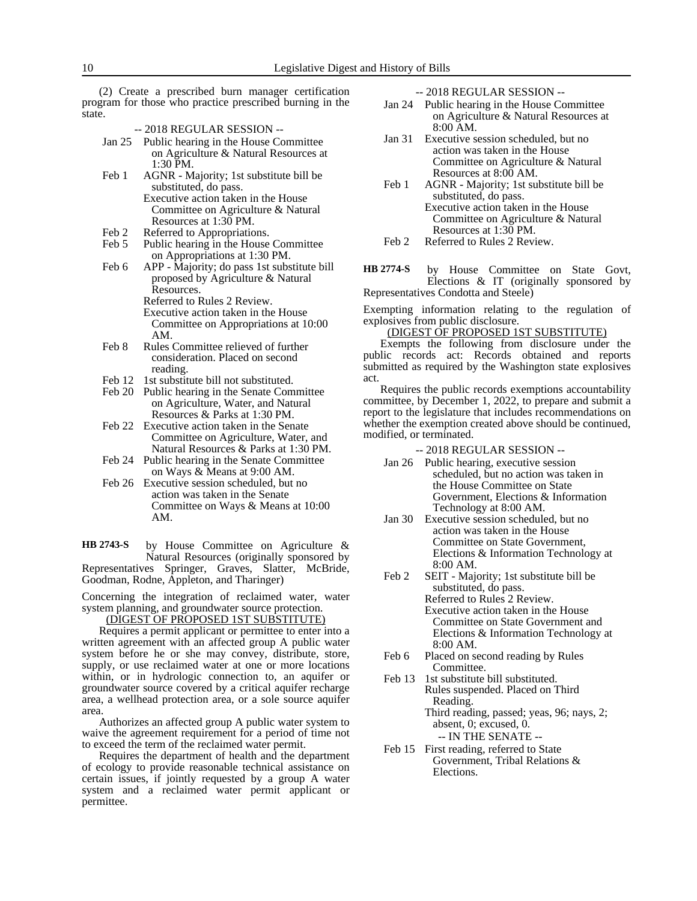(2) Create a prescribed burn manager certification program for those who practice prescribed burning in the state.

-- 2018 REGULAR SESSION --

Jan 25 Public hearing in the House Committee on Agriculture & Natural Resources at 1:30 PM.

Feb 1 AGNR - Majority; 1st substitute bill be substituted, do pass.
Executive action taken in the House Committee on Agriculture & Natural Resources at 1:30 PM.

Feb 2 Referred to Appropriations.

Feb 5 Public hearing in the House Committee on Appropriations at 1:30 PM.

Feb 6 APP - Majority; do pass 1st substitute bill proposed by Agriculture & Natural Resources.
Referred to Rules 2 Review.
Executive action taken in the House Committee on Appropriations at 10:00 AM.

Feb 8 Rules Committee relieved of further consideration. Placed on second reading.

Feb 12 1st substitute bill not substituted.

Feb 20 Public hearing in the Senate Committee on Agriculture, Water, and Natural Resources & Parks at 1:30 PM.

Feb 22 Executive action taken in the Senate Committee on Agriculture, Water, and Natural Resources & Parks at 1:30 PM.

Feb 24 Public hearing in the Senate Committee on Ways & Means at 9:00 AM.

Feb 26 Executive session scheduled, but no action was taken in the Senate Committee on Ways & Means at 10:00 AM.

**HB 2743-S** by House Committee on Agriculture & Natural Resources (originally sponsored by Representatives Springer, Graves, Slatter, McBride, Goodman, Rodne, Appleton, and Tharinger)

Concerning the integration of reclaimed water, water system planning, and groundwater source protection.

(DIGEST OF PROPOSED 1ST SUBSTITUTE)

Requires a permit applicant or permittee to enter into a written agreement with an affected group A public water system before he or she may convey, distribute, store, supply, or use reclaimed water at one or more locations within, or in hydrologic connection to, an aquifer or groundwater source covered by a critical aquifer recharge area, a wellhead protection area, or a sole source aquifer area.

Authorizes an affected group A public water system to waive the agreement requirement for a period of time not to exceed the term of the reclaimed water permit.

Requires the department of health and the department of ecology to provide reasonable technical assistance on certain issues, if jointly requested by a group A water system and a reclaimed water permit applicant or permittee.

-- 2018 REGULAR SESSION --

Jan 24 Public hearing in the House Committee on Agriculture & Natural Resources at 8:00 AM.

Jan 31 Executive session scheduled, but no action was taken in the House Committee on Agriculture & Natural Resources at 8:00 AM.

Feb 1 AGNR - Majority; 1st substitute bill be substituted, do pass.
Executive action taken in the House Committee on Agriculture & Natural Resources at 1:30 PM.

Feb 2 Referred to Rules 2 Review.

**HB 2774-S** by House Committee on State Govt, Elections & IT (originally sponsored by Representatives Condotta and Steele)

Exempting information relating to the regulation of explosives from public disclosure.

(DIGEST OF PROPOSED 1ST SUBSTITUTE)

Exempts the following from disclosure under the public records act: Records obtained and reports submitted as required by the Washington state explosives act.

Requires the public records exemptions accountability committee, by December 1, 2022, to prepare and submit a report to the legislature that includes recommendations on whether the exemption created above should be continued, modified, or terminated.

-- 2018 REGULAR SESSION --

Jan 26 Public hearing, executive session scheduled, but no action was taken in the House Committee on State Government, Elections & Information Technology at 8:00 AM.

Jan 30 Executive session scheduled, but no action was taken in the House Committee on State Government, Elections & Information Technology at 8:00 AM.

Feb 2 SEIT - Majority; 1st substitute bill be substituted, do pass.
Referred to Rules 2 Review.
Executive action taken in the House Committee on State Government and Elections & Information Technology at 8:00 AM.

Feb 6 Placed on second reading by Rules Committee.

Feb 13 1st substitute bill substituted.
Rules suspended. Placed on Third Reading.
Third reading, passed; yeas, 96; nays, 2; absent, 0; excused, 0.

-- IN THE SENATE --

Feb 15 First reading, referred to State Government, Tribal Relations & Elections.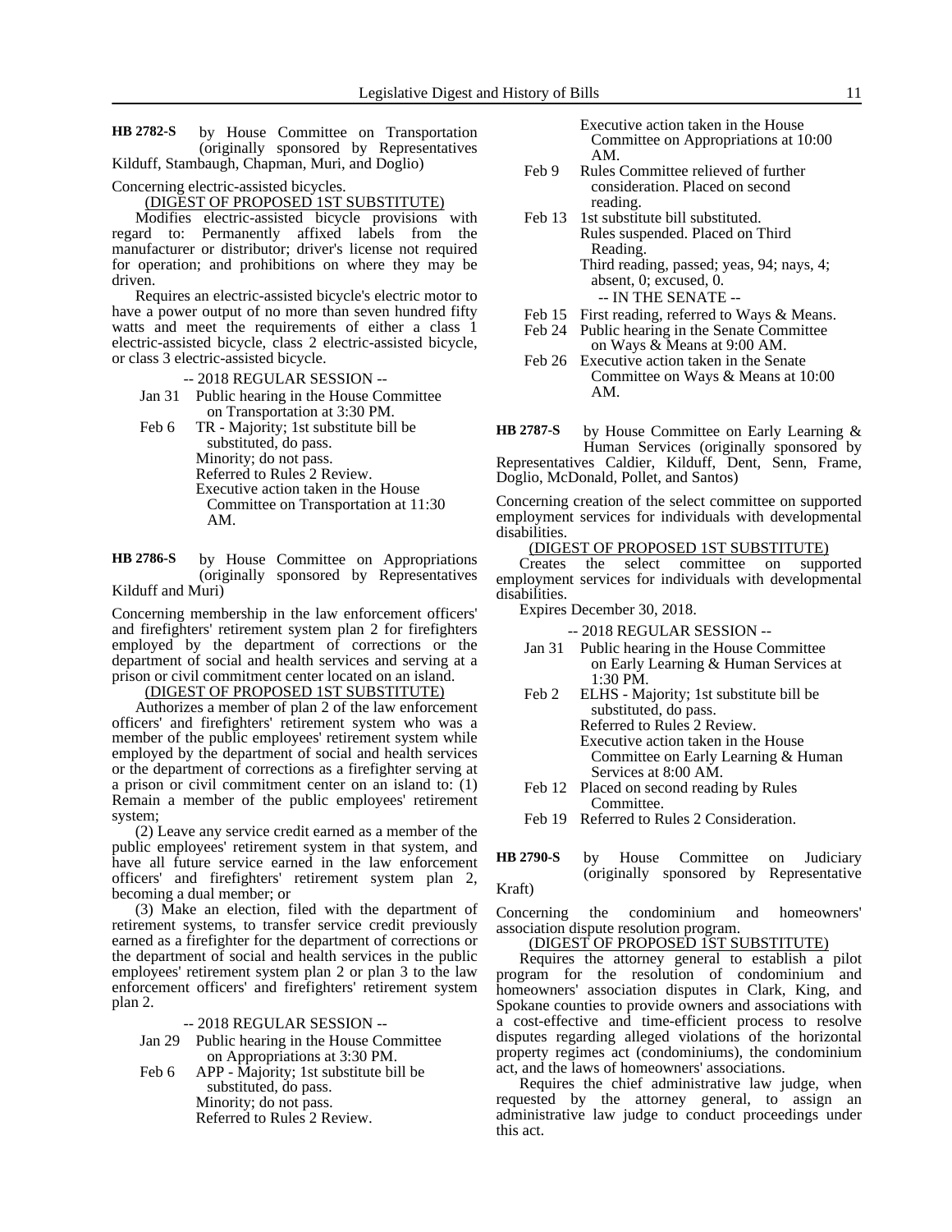**HB 2782-S** by House Committee on Transportation (originally sponsored by Representatives Kilduff, Stambaugh, Chapman, Muri, and Doglio)

Concerning electric-assisted bicycles.

(DIGEST OF PROPOSED 1ST SUBSTITUTE)

Modifies electric-assisted bicycle provisions with regard to: Permanently affixed labels from the manufacturer or distributor; driver's license not required for operation; and prohibitions on where they may be driven.

Requires an electric-assisted bicycle's electric motor to have a power output of no more than seven hundred fifty watts and meet the requirements of either a class 1 electric-assisted bicycle, class 2 electric-assisted bicycle, or class 3 electric-assisted bicycle.

-- 2018 REGULAR SESSION --

Jan 31 Public hearing in the House Committee on Transportation at 3:30 PM.

Feb 6 TR - Majority; 1st substitute bill be substituted, do pass.
Minority; do not pass.
Referred to Rules 2 Review.
Executive action taken in the House Committee on Transportation at 11:30 AM.

**HB 2786-S** by House Committee on Appropriations (originally sponsored by Representatives Kilduff and Muri)

Concerning membership in the law enforcement officers' and firefighters' retirement system plan 2 for firefighters employed by the department of corrections or the department of social and health services and serving at a prison or civil commitment center located on an island.

(DIGEST OF PROPOSED 1ST SUBSTITUTE)

Authorizes a member of plan 2 of the law enforcement officers' and firefighters' retirement system who was a member of the public employees' retirement system while employed by the department of social and health services or the department of corrections as a firefighter serving at a prison or civil commitment center on an island to: (1) Remain a member of the public employees' retirement system;

(2) Leave any service credit earned as a member of the public employees' retirement system in that system, and have all future service earned in the law enforcement officers' and firefighters' retirement system plan 2, becoming a dual member; or

(3) Make an election, filed with the department of retirement systems, to transfer service credit previously earned as a firefighter for the department of corrections or the department of social and health services in the public employees' retirement system plan 2 or plan 3 to the law enforcement officers' and firefighters' retirement system plan 2.

-- 2018 REGULAR SESSION --

Jan 29 Public hearing in the House Committee on Appropriations at 3:30 PM.

Feb 6 APP - Majority; 1st substitute bill be substituted, do pass.
Minority; do not pass.
Referred to Rules 2 Review.
Executive action taken in the House Committee on Appropriations at 10:00 AM.

Feb 9 Rules Committee relieved of further consideration. Placed on second reading.

Feb 13 1st substitute bill substituted.
Rules suspended. Placed on Third Reading.
Third reading, passed; yeas, 94; nays, 4; absent, 0; excused, 0.

-- IN THE SENATE --

Feb 15 First reading, referred to Ways & Means.

Feb 24 Public hearing in the Senate Committee on Ways & Means at 9:00 AM.

Feb 26 Executive action taken in the Senate Committee on Ways & Means at 10:00 AM.

**HB 2787-S** by House Committee on Early Learning & Human Services (originally sponsored by Representatives Caldier, Kilduff, Dent, Senn, Frame, Doglio, McDonald, Pollet, and Santos)

Concerning creation of the select committee on supported employment services for individuals with developmental disabilities.

(DIGEST OF PROPOSED 1ST SUBSTITUTE)

Creates the select committee on supported employment services for individuals with developmental disabilities.

Expires December 30, 2018.

-- 2018 REGULAR SESSION --

Jan 31 Public hearing in the House Committee on Early Learning & Human Services at 1:30 PM.

Feb 2 ELHS - Majority; 1st substitute bill be substituted, do pass.
Referred to Rules 2 Review.
Executive action taken in the House Committee on Early Learning & Human Services at 8:00 AM.

Feb 12 Placed on second reading by Rules Committee.

Feb 19 Referred to Rules 2 Consideration.

**HB 2790-S** by House Committee on Judiciary (originally sponsored by Representative Kraft)

Concerning the condominium and homeowners' association dispute resolution program.

(DIGEST OF PROPOSED 1ST SUBSTITUTE)

Requires the attorney general to establish a pilot program for the resolution of condominium and homeowners' association disputes in Clark, King, and Spokane counties to provide owners and associations with a cost-effective and time-efficient process to resolve disputes regarding alleged violations of the horizontal property regimes act (condominiums), the condominium act, and the laws of homeowners' associations.

Requires the chief administrative law judge, when requested by the attorney general, to assign an administrative law judge to conduct proceedings under this act.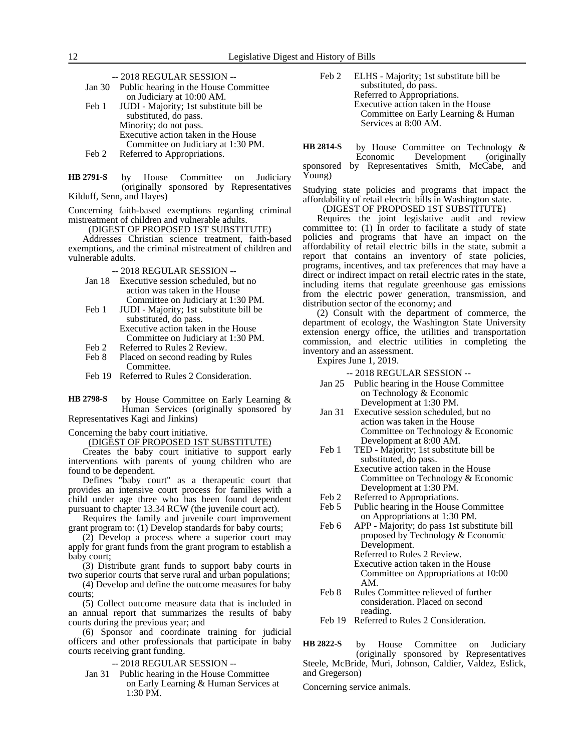-- 2018 REGULAR SESSION --

Jan 30 Public hearing in the House Committee on Judiciary at 10:00 AM.

Feb 1 JUDI - Majority; 1st substitute bill be substituted, do pass.
Minority; do not pass.
Executive action taken in the House Committee on Judiciary at 1:30 PM.

Feb 2 Referred to Appropriations.

**HB 2791-S** by House Committee on Judiciary (originally sponsored by Representatives Kilduff, Senn, and Hayes)

Concerning faith-based exemptions regarding criminal mistreatment of children and vulnerable adults.

(DIGEST OF PROPOSED 1ST SUBSTITUTE)

Addresses Christian science treatment, faith-based exemptions, and the criminal mistreatment of children and vulnerable adults.

-- 2018 REGULAR SESSION --

Jan 18 Executive session scheduled, but no action was taken in the House Committee on Judiciary at 1:30 PM.

Feb 1 JUDI - Majority; 1st substitute bill be substituted, do pass.
Executive action taken in the House Committee on Judiciary at 1:30 PM.

Feb 2 Referred to Rules 2 Review.

Feb 8 Placed on second reading by Rules Committee.

Feb 19 Referred to Rules 2 Consideration.

**HB 2798-S** by House Committee on Early Learning & Human Services (originally sponsored by Representatives Kagi and Jinkins)

Concerning the baby court initiative.

(DIGEST OF PROPOSED 1ST SUBSTITUTE)

Creates the baby court initiative to support early interventions with parents of young children who are found to be dependent.

Defines "baby court" as a therapeutic court that provides an intensive court process for families with a child under age three who has been found dependent pursuant to chapter 13.34 RCW (the juvenile court act).

Requires the family and juvenile court improvement grant program to: (1) Develop standards for baby courts;

(2) Develop a process where a superior court may apply for grant funds from the grant program to establish a baby court;

(3) Distribute grant funds to support baby courts in two superior courts that serve rural and urban populations;

(4) Develop and define the outcome measures for baby courts;

(5) Collect outcome measure data that is included in an annual report that summarizes the results of baby courts during the previous year; and

(6) Sponsor and coordinate training for judicial officers and other professionals that participate in baby courts receiving grant funding.

-- 2018 REGULAR SESSION --

Jan 31 Public hearing in the House Committee on Early Learning & Human Services at 1:30 PM.

Feb 2 ELHS - Majority; 1st substitute bill be substituted, do pass.
Referred to Appropriations.
Executive action taken in the House Committee on Early Learning & Human Services at 8:00 AM.

**HB 2814-S** by House Committee on Technology & Economic Development (originally sponsored by Representatives Smith, McCabe, and Young)

Studying state policies and programs that impact the affordability of retail electric bills in Washington state.

(DIGEST OF PROPOSED 1ST SUBSTITUTE)

Requires the joint legislative audit and review committee to: (1) In order to facilitate a study of state policies and programs that have an impact on the affordability of retail electric bills in the state, submit a report that contains an inventory of state policies, programs, incentives, and tax preferences that may have a direct or indirect impact on retail electric rates in the state, including items that regulate greenhouse gas emissions from the electric power generation, transmission, and distribution sector of the economy; and

(2) Consult with the department of commerce, the department of ecology, the Washington State University extension energy office, the utilities and transportation commission, and electric utilities in completing the inventory and an assessment.

Expires June 1, 2019.

-- 2018 REGULAR SESSION --

Jan 25 Public hearing in the House Committee on Technology & Economic Development at 1:30 PM.

Jan 31 Executive session scheduled, but no action was taken in the House Committee on Technology & Economic Development at 8:00 AM.

Feb 1 TED - Majority; 1st substitute bill be substituted, do pass.
Executive action taken in the House Committee on Technology & Economic Development at 1:30 PM.

Feb 2 Referred to Appropriations.

Feb 5 Public hearing in the House Committee on Appropriations at 1:30 PM.

Feb 6 APP - Majority; do pass 1st substitute bill proposed by Technology & Economic Development.
Referred to Rules 2 Review.
Executive action taken in the House Committee on Appropriations at 10:00 AM.

Feb 8 Rules Committee relieved of further consideration. Placed on second reading.

Feb 19 Referred to Rules 2 Consideration.

**HB 2822-S** by House Committee on Judiciary (originally sponsored by Representatives Steele, McBride, Muri, Johnson, Caldier, Valdez, Eslick, and Gregerson)

Concerning service animals.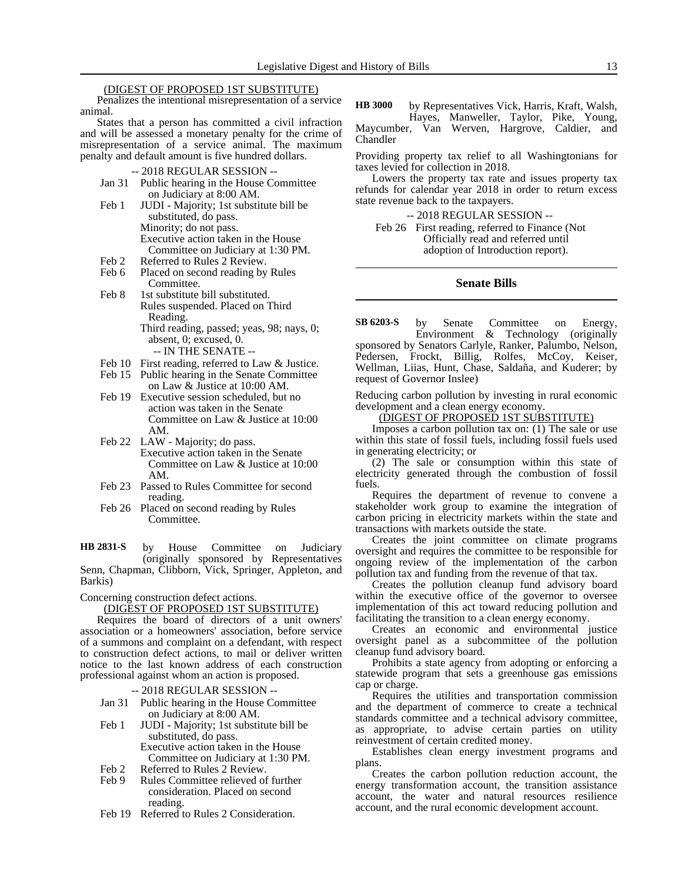(DIGEST OF PROPOSED 1ST SUBSTITUTE)

Penalizes the intentional misrepresentation of a service animal.

States that a person has committed a civil infraction and will be assessed a monetary penalty for the crime of misrepresentation of a service animal. The maximum penalty and default amount is five hundred dollars.

-- 2018 REGULAR SESSION --

- Jan 31 Public hearing in the House Committee on Judiciary at 8:00 AM.
- Feb 1 JUDI - Majority; 1st substitute bill be substituted, do pass.
  Minority; do not pass.
  Executive action taken in the House Committee on Judiciary at 1:30 PM.
- Feb 2 Referred to Rules 2 Review.
- Feb 6 Placed on second reading by Rules Committee.
- Feb 8 1st substitute bill substituted.
  Rules suspended. Placed on Third Reading.
  Third reading, passed; yeas, 98; nays, 0; absent, 0; excused, 0.
  -- IN THE SENATE --
- Feb 10 First reading, referred to Law & Justice.
- Feb 15 Public hearing in the Senate Committee on Law & Justice at 10:00 AM.
- Feb 19 Executive session scheduled, but no action was taken in the Senate Committee on Law & Justice at 10:00 AM.
- Feb 22 LAW - Majority; do pass.
  Executive action taken in the Senate Committee on Law & Justice at 10:00 AM.
- Feb 23 Passed to Rules Committee for second reading.
- Feb 26 Placed on second reading by Rules Committee.

**HB 2831-S** by House Committee on Judiciary (originally sponsored by Representatives Senn, Chapman, Clibborn, Vick, Springer, Appleton, and Barkis)

Concerning construction defect actions.

(DIGEST OF PROPOSED 1ST SUBSTITUTE)

Requires the board of directors of a unit owners' association or a homeowners' association, before service of a summons and complaint on a defendant, with respect to construction defect actions, to mail or deliver written notice to the last known address of each construction professional against whom an action is proposed.

-- 2018 REGULAR SESSION --

- Jan 31 Public hearing in the House Committee on Judiciary at 8:00 AM.
- Feb 1 JUDI - Majority; 1st substitute bill be substituted, do pass.
  Executive action taken in the House Committee on Judiciary at 1:30 PM.
- Feb 2 Referred to Rules 2 Review.
- Feb 9 Rules Committee relieved of further consideration. Placed on second reading.
- Feb 19 Referred to Rules 2 Consideration.

**HB 3000** by Representatives Vick, Harris, Kraft, Walsh, Hayes, Manweller, Taylor, Pike, Young, Maycumber, Van Werven, Hargrove, Caldier, and Chandler

Providing property tax relief to all Washingtonians for taxes levied for collection in 2018.

Lowers the property tax rate and issues property tax refunds for calendar year 2018 in order to return excess state revenue back to the taxpayers.

-- 2018 REGULAR SESSION --

- Feb 26 First reading, referred to Finance (Not Officially read and referred until adoption of Introduction report).

## Senate Bills

**SB 6203-S** by Senate Committee on Energy, Environment & Technology (originally sponsored by Senators Carlyle, Ranker, Palumbo, Nelson, Pedersen, Frockt, Billig, Rolfes, McCoy, Keiser, Wellman, Liias, Hunt, Chase, Saldaña, and Kuderer; by request of Governor Inslee)

Reducing carbon pollution by investing in rural economic development and a clean energy economy.

(DIGEST OF PROPOSED 1ST SUBSTITUTE)

Imposes a carbon pollution tax on: (1) The sale or use within this state of fossil fuels, including fossil fuels used in generating electricity; or

(2) The sale or consumption within this state of electricity generated through the combustion of fossil fuels.

Requires the department of revenue to convene a stakeholder work group to examine the integration of carbon pricing in electricity markets within the state and transactions with markets outside the state.

Creates the joint committee on climate programs oversight and requires the committee to be responsible for ongoing review of the implementation of the carbon pollution tax and funding from the revenue of that tax.

Creates the pollution cleanup fund advisory board within the executive office of the governor to oversee implementation of this act toward reducing pollution and facilitating the transition to a clean energy economy.

Creates an economic and environmental justice oversight panel as a subcommittee of the pollution cleanup fund advisory board.

Prohibits a state agency from adopting or enforcing a statewide program that sets a greenhouse gas emissions cap or charge.

Requires the utilities and transportation commission and the department of commerce to create a technical standards committee and a technical advisory committee, as appropriate, to advise certain parties on utility reinvestment of certain credited money.

Establishes clean energy investment programs and plans.

Creates the carbon pollution reduction account, the energy transformation account, the transition assistance account, the water and natural resources resilience account, and the rural economic development account.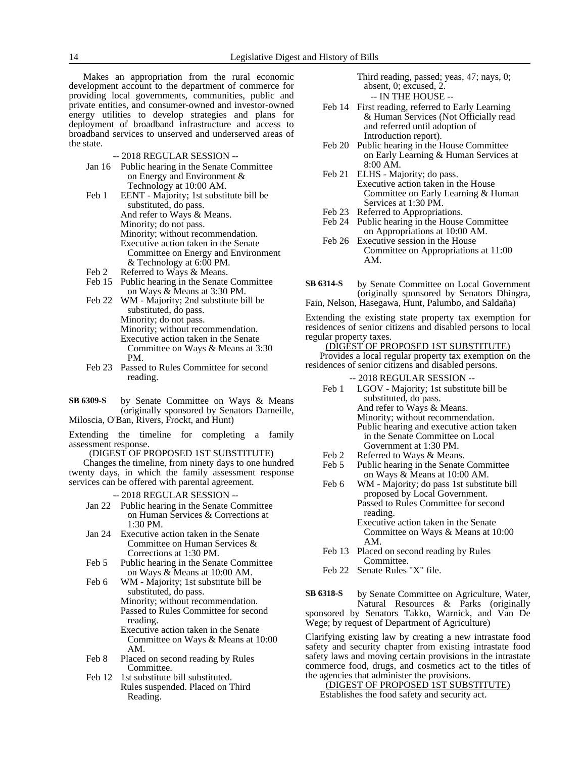Makes an appropriation from the rural economic development account to the department of commerce for providing local governments, communities, public and private entities, and consumer-owned and investor-owned energy utilities to develop strategies and plans for deployment of broadband infrastructure and access to broadband services to unserved and underserved areas of the state.

-- 2018 REGULAR SESSION --

Jan 16 Public hearing in the Senate Committee on Energy and Environment & Technology at 10:00 AM.

Feb 1 EENT - Majority; 1st substitute bill be substituted, do pass.
And refer to Ways & Means.
Minority; do not pass.
Minority; without recommendation.
Executive action taken in the Senate Committee on Energy and Environment & Technology at 6:00 PM.

Feb 2 Referred to Ways & Means.

Feb 15 Public hearing in the Senate Committee on Ways & Means at 3:30 PM.

Feb 22 WM - Majority; 2nd substitute bill be substituted, do pass.
Minority; do not pass.
Minority; without recommendation.
Executive action taken in the Senate Committee on Ways & Means at 3:30 PM.

Feb 23 Passed to Rules Committee for second reading.

**SB 6309-S** by Senate Committee on Ways & Means (originally sponsored by Senators Darneille, Miloscia, O'Ban, Rivers, Frockt, and Hunt)

Extending the timeline for completing a family assessment response.

(DIGEST OF PROPOSED 1ST SUBSTITUTE)

Changes the timeline, from ninety days to one hundred twenty days, in which the family assessment response services can be offered with parental agreement.

-- 2018 REGULAR SESSION --

Jan 22 Public hearing in the Senate Committee on Human Services & Corrections at 1:30 PM.

Jan 24 Executive action taken in the Senate Committee on Human Services & Corrections at 1:30 PM.

Feb 5 Public hearing in the Senate Committee on Ways & Means at 10:00 AM.

Feb 6 WM - Majority; 1st substitute bill be substituted, do pass.
Minority; without recommendation.
Passed to Rules Committee for second reading.
Executive action taken in the Senate Committee on Ways & Means at 10:00 AM.

Feb 8 Placed on second reading by Rules Committee.

Feb 12 1st substitute bill substituted.
Rules suspended. Placed on Third Reading.
Third reading, passed; yeas, 47; nays, 0; absent, 0; excused, 2.

-- IN THE HOUSE --

Feb 14 First reading, referred to Early Learning & Human Services (Not Officially read and referred until adoption of Introduction report).

Feb 20 Public hearing in the House Committee on Early Learning & Human Services at 8:00 AM.

Feb 21 ELHS - Majority; do pass.
Executive action taken in the House Committee on Early Learning & Human Services at 1:30 PM.

Feb 23 Referred to Appropriations.

Feb 24 Public hearing in the House Committee on Appropriations at 10:00 AM.

Feb 26 Executive session in the House Committee on Appropriations at 11:00 AM.

**SB 6314-S** by Senate Committee on Local Government (originally sponsored by Senators Dhingra, Fain, Nelson, Hasegawa, Hunt, Palumbo, and Saldaña)

Extending the existing state property tax exemption for residences of senior citizens and disabled persons to local regular property taxes.

(DIGEST OF PROPOSED 1ST SUBSTITUTE)

Provides a local regular property tax exemption on the residences of senior citizens and disabled persons.

-- 2018 REGULAR SESSION --

Feb 1 LGOV - Majority; 1st substitute bill be substituted, do pass.
And refer to Ways & Means.
Minority; without recommendation.
Public hearing and executive action taken in the Senate Committee on Local Government at 1:30 PM.

Feb 2 Referred to Ways & Means.

Feb 5 Public hearing in the Senate Committee on Ways & Means at 10:00 AM.

Feb 6 WM - Majority; do pass 1st substitute bill proposed by Local Government.
Passed to Rules Committee for second reading.
Executive action taken in the Senate Committee on Ways & Means at 10:00 AM.

Feb 13 Placed on second reading by Rules Committee.

Feb 22 Senate Rules "X" file.

**SB 6318-S** by Senate Committee on Agriculture, Water, Natural Resources & Parks (originally sponsored by Senators Takko, Warnick, and Van De Wege; by request of Department of Agriculture)

Clarifying existing law by creating a new intrastate food safety and security chapter from existing intrastate food safety laws and moving certain provisions in the intrastate commerce food, drugs, and cosmetics act to the titles of the agencies that administer the provisions.

(DIGEST OF PROPOSED 1ST SUBSTITUTE)

Establishes the food safety and security act.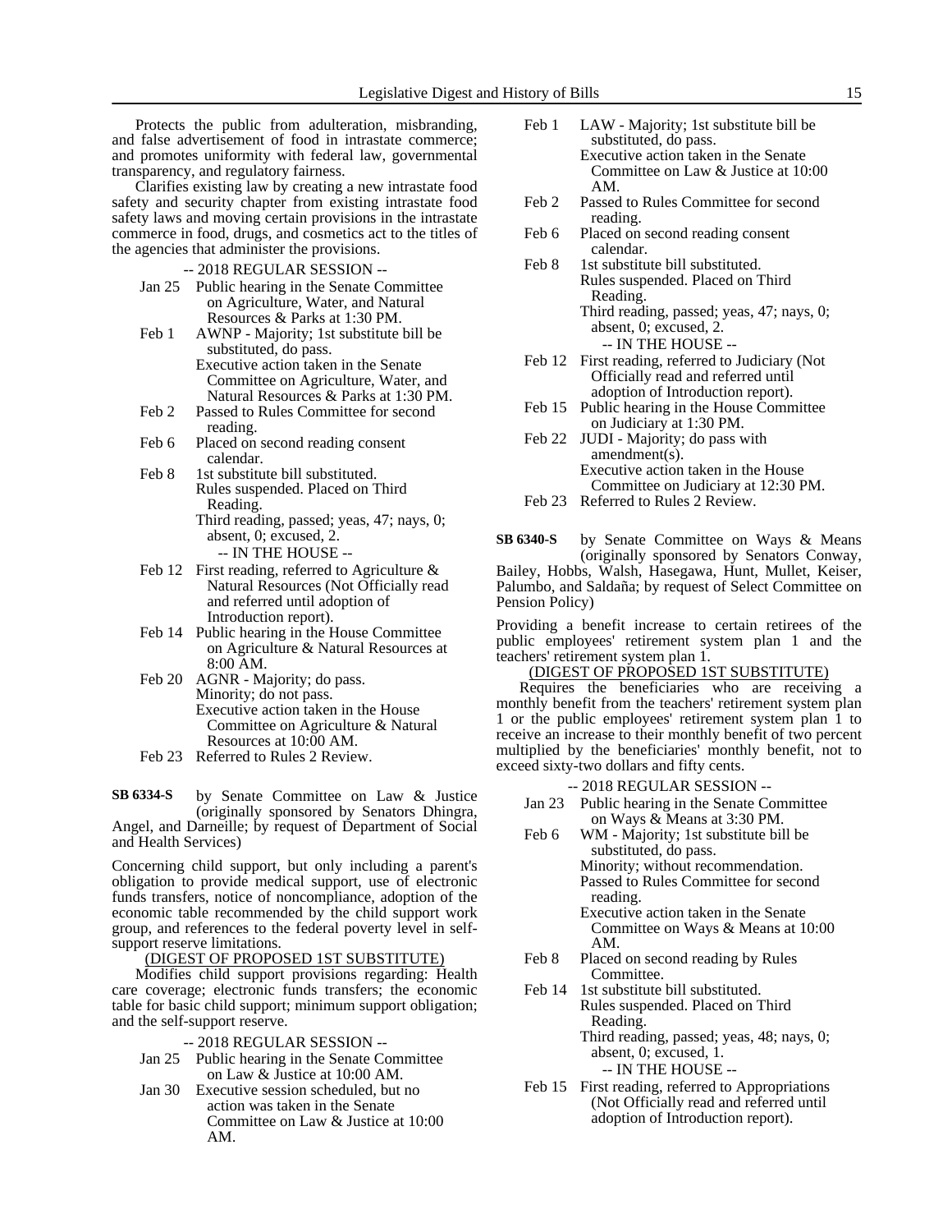Protects the public from adulteration, misbranding, and false advertisement of food in intrastate commerce; and promotes uniformity with federal law, governmental transparency, and regulatory fairness.

Clarifies existing law by creating a new intrastate food safety and security chapter from existing intrastate food safety laws and moving certain provisions in the intrastate commerce in food, drugs, and cosmetics act to the titles of the agencies that administer the provisions.

-- 2018 REGULAR SESSION --

Jan 25 Public hearing in the Senate Committee on Agriculture, Water, and Natural Resources & Parks at 1:30 PM.

Feb 1 AWNP - Majority; 1st substitute bill be substituted, do pass.
Executive action taken in the Senate Committee on Agriculture, Water, and Natural Resources & Parks at 1:30 PM.

Feb 2 Passed to Rules Committee for second reading.

Feb 6 Placed on second reading consent calendar.

Feb 8 1st substitute bill substituted.
Rules suspended. Placed on Third Reading.
Third reading, passed; yeas, 47; nays, 0; absent, 0; excused, 2.

-- IN THE HOUSE --

Feb 12 First reading, referred to Agriculture & Natural Resources (Not Officially read and referred until adoption of Introduction report).

Feb 14 Public hearing in the House Committee on Agriculture & Natural Resources at 8:00 AM.

Feb 20 AGNR - Majority; do pass.
Minority; do not pass.
Executive action taken in the House Committee on Agriculture & Natural Resources at 10:00 AM.

Feb 23 Referred to Rules 2 Review.

**SB 6334-S** by Senate Committee on Law & Justice (originally sponsored by Senators Dhingra, Angel, and Darneille; by request of Department of Social and Health Services)

Concerning child support, but only including a parent's obligation to provide medical support, use of electronic funds transfers, notice of noncompliance, adoption of the economic table recommended by the child support work group, and references to the federal poverty level in self-support reserve limitations.

(DIGEST OF PROPOSED 1ST SUBSTITUTE)

Modifies child support provisions regarding: Health care coverage; electronic funds transfers; the economic table for basic child support; minimum support obligation; and the self-support reserve.

-- 2018 REGULAR SESSION --

Jan 25 Public hearing in the Senate Committee on Law & Justice at 10:00 AM.

Jan 30 Executive session scheduled, but no action was taken in the Senate Committee on Law & Justice at 10:00 AM.

Feb 1 LAW - Majority; 1st substitute bill be substituted, do pass.
Executive action taken in the Senate Committee on Law & Justice at 10:00 AM.

Feb 2 Passed to Rules Committee for second reading.

Feb 6 Placed on second reading consent calendar.

Feb 8 1st substitute bill substituted.
Rules suspended. Placed on Third Reading.
Third reading, passed; yeas, 47; nays, 0; absent, 0; excused, 2.

-- IN THE HOUSE --

Feb 12 First reading, referred to Judiciary (Not Officially read and referred until adoption of Introduction report).

Feb 15 Public hearing in the House Committee on Judiciary at 1:30 PM.

Feb 22 JUDI - Majority; do pass with amendment(s).
Executive action taken in the House Committee on Judiciary at 12:30 PM.

Feb 23 Referred to Rules 2 Review.

**SB 6340-S** by Senate Committee on Ways & Means (originally sponsored by Senators Conway, Bailey, Hobbs, Walsh, Hasegawa, Hunt, Mullet, Keiser, Palumbo, and Saldaña; by request of Select Committee on Pension Policy)

Providing a benefit increase to certain retirees of the public employees' retirement system plan 1 and the teachers' retirement system plan 1.

(DIGEST OF PROPOSED 1ST SUBSTITUTE)

Requires the beneficiaries who are receiving a monthly benefit from the teachers' retirement system plan 1 or the public employees' retirement system plan 1 to receive an increase to their monthly benefit of two percent multiplied by the beneficiaries' monthly benefit, not to exceed sixty-two dollars and fifty cents.

-- 2018 REGULAR SESSION --

Jan 23 Public hearing in the Senate Committee on Ways & Means at 3:30 PM.

Feb 6 WM - Majority; 1st substitute bill be substituted, do pass.
Minority; without recommendation.
Passed to Rules Committee for second reading.
Executive action taken in the Senate Committee on Ways & Means at 10:00 AM.

Feb 8 Placed on second reading by Rules Committee.

Feb 14 1st substitute bill substituted.
Rules suspended. Placed on Third Reading.
Third reading, passed; yeas, 48; nays, 0; absent, 0; excused, 1.

-- IN THE HOUSE --

Feb 15 First reading, referred to Appropriations (Not Officially read and referred until adoption of Introduction report).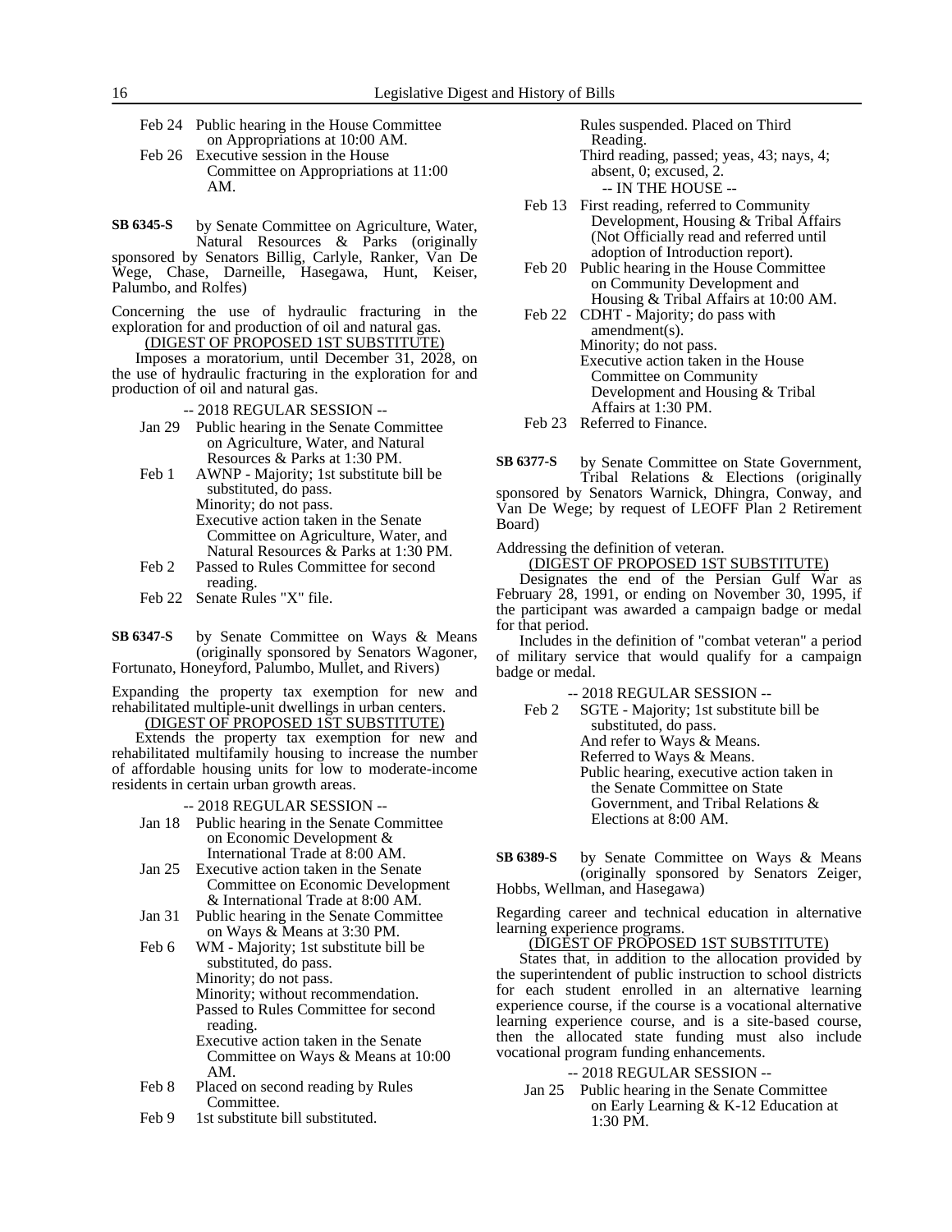Feb 24 Public hearing in the House Committee on Appropriations at 10:00 AM.
Feb 26 Executive session in the House Committee on Appropriations at 11:00 AM.

**SB 6345-S** by Senate Committee on Agriculture, Water, Natural Resources & Parks (originally sponsored by Senators Billig, Carlyle, Ranker, Van De Wege, Chase, Darneille, Hasegawa, Hunt, Keiser, Palumbo, and Rolfes)

Concerning the use of hydraulic fracturing in the exploration for and production of oil and natural gas.

(DIGEST OF PROPOSED 1ST SUBSTITUTE)

Imposes a moratorium, until December 31, 2028, on the use of hydraulic fracturing in the exploration for and production of oil and natural gas.

-- 2018 REGULAR SESSION --

Jan 29 Public hearing in the Senate Committee on Agriculture, Water, and Natural Resources & Parks at 1:30 PM.
Feb 1 AWNP - Majority; 1st substitute bill be substituted, do pass.
Minority; do not pass.
Executive action taken in the Senate Committee on Agriculture, Water, and Natural Resources & Parks at 1:30 PM.
Feb 2 Passed to Rules Committee for second reading.
Feb 22 Senate Rules "X" file.

**SB 6347-S** by Senate Committee on Ways & Means (originally sponsored by Senators Wagoner, Fortunato, Honeyford, Palumbo, Mullet, and Rivers)

Expanding the property tax exemption for new and rehabilitated multiple-unit dwellings in urban centers.

(DIGEST OF PROPOSED 1ST SUBSTITUTE)

Extends the property tax exemption for new and rehabilitated multifamily housing to increase the number of affordable housing units for low to moderate-income residents in certain urban growth areas.

-- 2018 REGULAR SESSION --

Jan 18 Public hearing in the Senate Committee on Economic Development & International Trade at 8:00 AM.
Jan 25 Executive action taken in the Senate Committee on Economic Development & International Trade at 8:00 AM.
Jan 31 Public hearing in the Senate Committee on Ways & Means at 3:30 PM.
Feb 6 WM - Majority; 1st substitute bill be substituted, do pass.
Minority; do not pass.
Minority; without recommendation.
Passed to Rules Committee for second reading.
Executive action taken in the Senate Committee on Ways & Means at 10:00 AM.
Feb 8 Placed on second reading by Rules Committee.
Feb 9 1st substitute bill substituted.
Rules suspended. Placed on Third Reading.
Third reading, passed; yeas, 43; nays, 4; absent, 0; excused, 2.

-- IN THE HOUSE --

Feb 13 First reading, referred to Community Development, Housing & Tribal Affairs (Not Officially read and referred until adoption of Introduction report).
Feb 20 Public hearing in the House Committee on Community Development and Housing & Tribal Affairs at 10:00 AM.
Feb 22 CDHT - Majority; do pass with amendment(s).
Minority; do not pass.
Executive action taken in the House Committee on Community Development and Housing & Tribal Affairs at 1:30 PM.
Feb 23 Referred to Finance.

**SB 6377-S** by Senate Committee on State Government, Tribal Relations & Elections (originally sponsored by Senators Warnick, Dhingra, Conway, and Van De Wege; by request of LEOFF Plan 2 Retirement Board)

Addressing the definition of veteran.

(DIGEST OF PROPOSED 1ST SUBSTITUTE)

Designates the end of the Persian Gulf War as February 28, 1991, or ending on November 30, 1995, if the participant was awarded a campaign badge or medal for that period.

Includes in the definition of "combat veteran" a period of military service that would qualify for a campaign badge or medal.

-- 2018 REGULAR SESSION --

Feb 2 SGTE - Majority; 1st substitute bill be substituted, do pass.
And refer to Ways & Means.
Referred to Ways & Means.
Public hearing, executive action taken in the Senate Committee on State Government, and Tribal Relations & Elections at 8:00 AM.

**SB 6389-S** by Senate Committee on Ways & Means (originally sponsored by Senators Zeiger, Hobbs, Wellman, and Hasegawa)

Regarding career and technical education in alternative learning experience programs.

(DIGEST OF PROPOSED 1ST SUBSTITUTE)

States that, in addition to the allocation provided by the superintendent of public instruction to school districts for each student enrolled in an alternative learning experience course, if the course is a vocational alternative learning experience course, and is a site-based course, then the allocated state funding must also include vocational program funding enhancements.

-- 2018 REGULAR SESSION --

Jan 25 Public hearing in the Senate Committee on Early Learning & K-12 Education at 1:30 PM.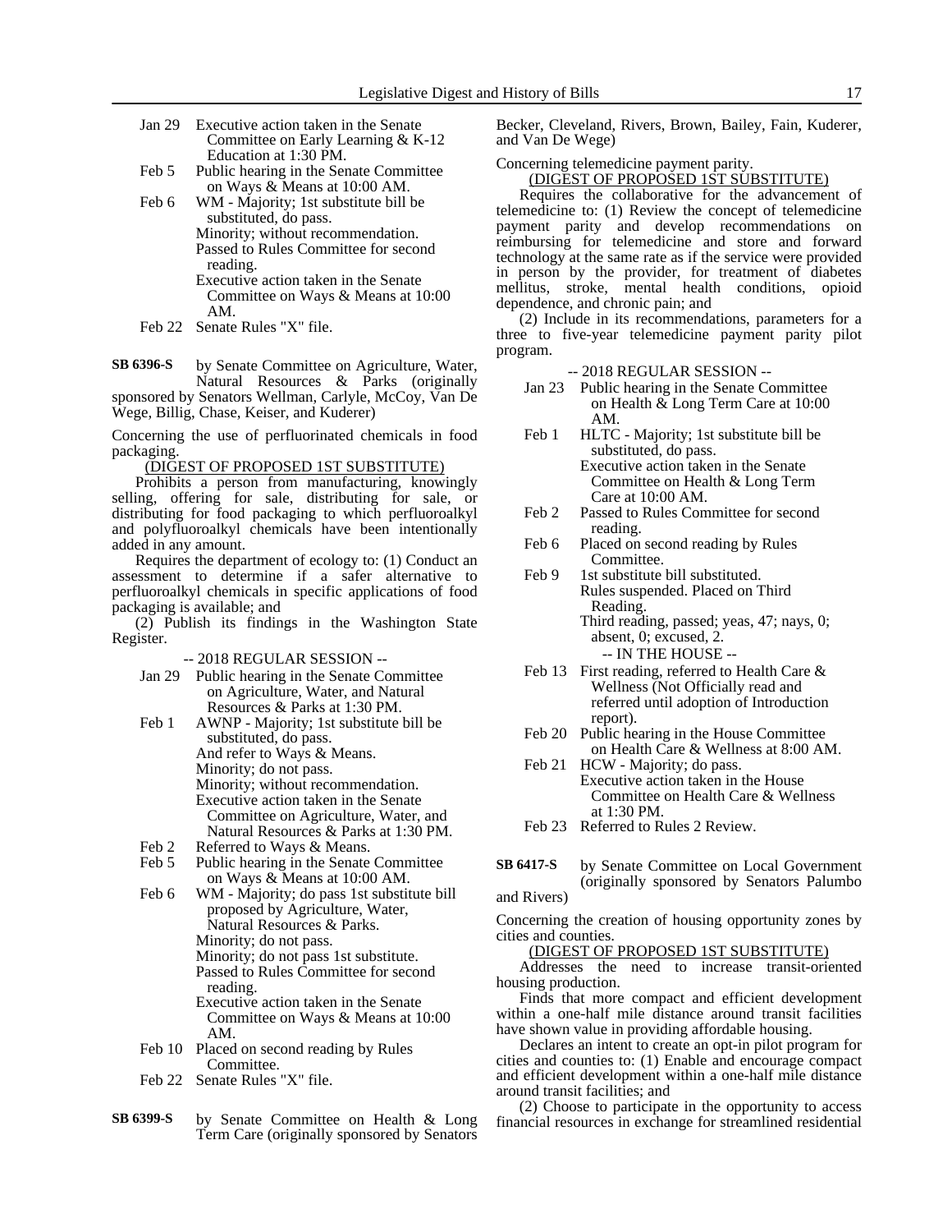| | |
|---|---|
| Jan 29 | Executive action taken in the Senate Committee on Early Learning & K-12 Education at 1:30 PM. |
| Feb 5 | Public hearing in the Senate Committee on Ways & Means at 10:00 AM. |
| Feb 6 | WM - Majority; 1st substitute bill be substituted, do pass. Minority; without recommendation. Passed to Rules Committee for second reading. Executive action taken in the Senate Committee on Ways & Means at 10:00 AM. |
| Feb 22 | Senate Rules "X" file. |

**SB 6396-S** by Senate Committee on Agriculture, Water, Natural Resources & Parks (originally sponsored by Senators Wellman, Carlyle, McCoy, Van De Wege, Billig, Chase, Keiser, and Kuderer)

Concerning the use of perfluorinated chemicals in food packaging.

(DIGEST OF PROPOSED 1ST SUBSTITUTE)

Prohibits a person from manufacturing, knowingly selling, offering for sale, distributing for sale, or distributing for food packaging to which perfluoroalkyl and polyfluoroalkyl chemicals have been intentionally added in any amount.

Requires the department of ecology to: (1) Conduct an assessment to determine if a safer alternative to perfluoroalkyl chemicals in specific applications of food packaging is available; and

(2) Publish its findings in the Washington State Register.

-- 2018 REGULAR SESSION --

| | |
|---|---|
| Jan 29 | Public hearing in the Senate Committee on Agriculture, Water, and Natural Resources & Parks at 1:30 PM. |
| Feb 1 | AWNP - Majority; 1st substitute bill be substituted, do pass. And refer to Ways & Means. Minority; do not pass. Minority; without recommendation. Executive action taken in the Senate Committee on Agriculture, Water, and Natural Resources & Parks at 1:30 PM. |
| Feb 2 | Referred to Ways & Means. |
| Feb 5 | Public hearing in the Senate Committee on Ways & Means at 10:00 AM. |
| Feb 6 | WM - Majority; do pass 1st substitute bill proposed by Agriculture, Water, Natural Resources & Parks. Minority; do not pass. Minority; do not pass 1st substitute. Passed to Rules Committee for second reading. Executive action taken in the Senate Committee on Ways & Means at 10:00 AM. |
| Feb 10 | Placed on second reading by Rules Committee. |
| Feb 22 | Senate Rules "X" file. |

**SB 6399-S** by Senate Committee on Health & Long Term Care (originally sponsored by Senators Becker, Cleveland, Rivers, Brown, Bailey, Fain, Kuderer, and Van De Wege)

Concerning telemedicine payment parity.

(DIGEST OF PROPOSED 1ST SUBSTITUTE)

Requires the collaborative for the advancement of telemedicine to: (1) Review the concept of telemedicine payment parity and develop recommendations on reimbursing for telemedicine and store and forward technology at the same rate as if the service were provided in person by the provider, for treatment of diabetes mellitus, stroke, mental health conditions, opioid dependence, and chronic pain; and

(2) Include in its recommendations, parameters for a three to five-year telemedicine payment parity pilot program.

-- 2018 REGULAR SESSION --

| | |
|---|---|
| Jan 23 | Public hearing in the Senate Committee on Health & Long Term Care at 10:00 AM. |
| Feb 1 | HLTC - Majority; 1st substitute bill be substituted, do pass. Executive action taken in the Senate Committee on Health & Long Term Care at 10:00 AM. |
| Feb 2 | Passed to Rules Committee for second reading. |
| Feb 6 | Placed on second reading by Rules Committee. |
| Feb 9 | 1st substitute bill substituted. Rules suspended. Placed on Third Reading. Third reading, passed; yeas, 47; nays, 0; absent, 0; excused, 2. |

-- IN THE HOUSE --

| | |
|---|---|
| Feb 13 | First reading, referred to Health Care & Wellness (Not Officially read and referred until adoption of Introduction report). |
| Feb 20 | Public hearing in the House Committee on Health Care & Wellness at 8:00 AM. |
| Feb 21 | HCW - Majority; do pass. Executive action taken in the House Committee on Health Care & Wellness at 1:30 PM. |
| Feb 23 | Referred to Rules 2 Review. |

**SB 6417-S** by Senate Committee on Local Government (originally sponsored by Senators Palumbo and Rivers)

Concerning the creation of housing opportunity zones by cities and counties.

(DIGEST OF PROPOSED 1ST SUBSTITUTE)

Addresses the need to increase transit-oriented housing production.

Finds that more compact and efficient development within a one-half mile distance around transit facilities have shown value in providing affordable housing.

Declares an intent to create an opt-in pilot program for cities and counties to: (1) Enable and encourage compact and efficient development within a one-half mile distance around transit facilities; and

(2) Choose to participate in the opportunity to access financial resources in exchange for streamlined residential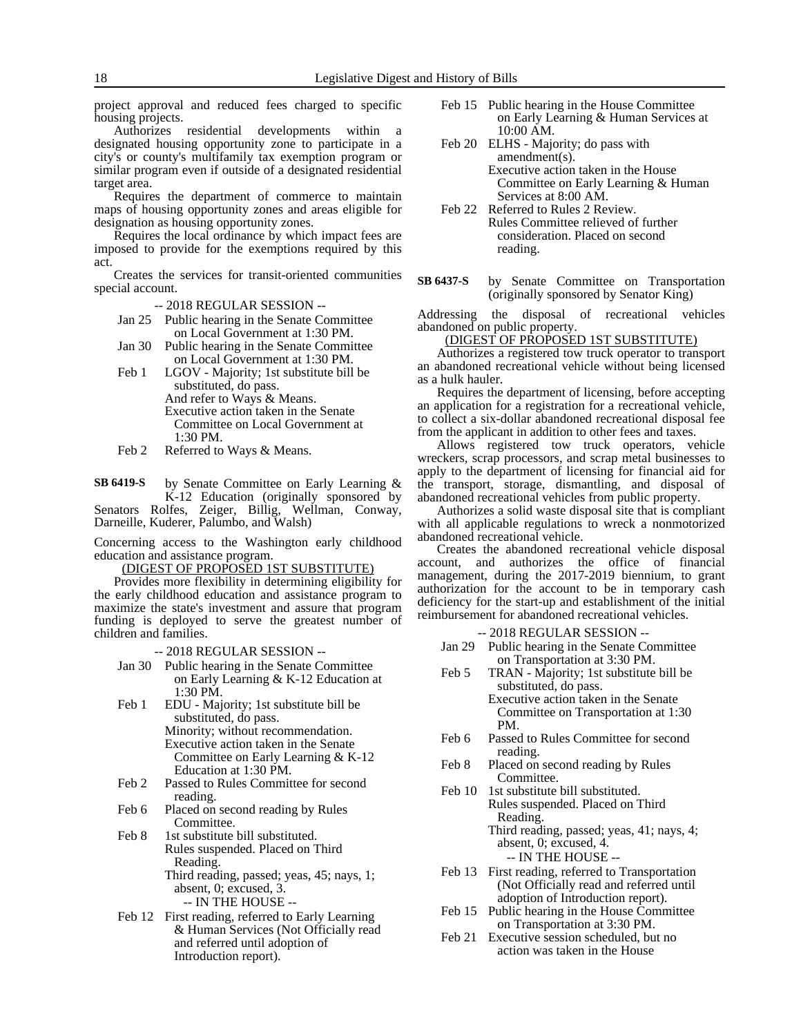project approval and reduced fees charged to specific housing projects.

Authorizes residential developments within a designated housing opportunity zone to participate in a city's or county's multifamily tax exemption program or similar program even if outside of a designated residential target area.

Requires the department of commerce to maintain maps of housing opportunity zones and areas eligible for designation as housing opportunity zones.

Requires the local ordinance by which impact fees are imposed to provide for the exemptions required by this act.

Creates the services for transit-oriented communities special account.

-- 2018 REGULAR SESSION --

Jan 25 Public hearing in the Senate Committee on Local Government at 1:30 PM.

Jan 30 Public hearing in the Senate Committee on Local Government at 1:30 PM.

Feb 1 LGOV - Majority; 1st substitute bill be substituted, do pass.
And refer to Ways & Means.
Executive action taken in the Senate Committee on Local Government at 1:30 PM.

Feb 2 Referred to Ways & Means.

**SB 6419-S** by Senate Committee on Early Learning & K-12 Education (originally sponsored by Senators Rolfes, Zeiger, Billig, Wellman, Conway, Darneille, Kuderer, Palumbo, and Walsh)

Concerning access to the Washington early childhood education and assistance program.

(DIGEST OF PROPOSED 1ST SUBSTITUTE)

Provides more flexibility in determining eligibility for the early childhood education and assistance program to maximize the state's investment and assure that program funding is deployed to serve the greatest number of children and families.

-- 2018 REGULAR SESSION --

Jan 30 Public hearing in the Senate Committee on Early Learning & K-12 Education at 1:30 PM.

Feb 1 EDU - Majority; 1st substitute bill be substituted, do pass.
Minority; without recommendation.
Executive action taken in the Senate Committee on Early Learning & K-12 Education at 1:30 PM.

Feb 2 Passed to Rules Committee for second reading.

Feb 6 Placed on second reading by Rules Committee.

Feb 8 1st substitute bill substituted.
Rules suspended. Placed on Third Reading.
Third reading, passed; yeas, 45; nays, 1; absent, 0; excused, 3.

-- IN THE HOUSE --

Feb 12 First reading, referred to Early Learning & Human Services (Not Officially read and referred until adoption of Introduction report).

Feb 15 Public hearing in the House Committee on Early Learning & Human Services at 10:00 AM.

Feb 20 ELHS - Majority; do pass with amendment(s).
Executive action taken in the House Committee on Early Learning & Human Services at 8:00 AM.

Feb 22 Referred to Rules 2 Review.
Rules Committee relieved of further consideration. Placed on second reading.

**SB 6437-S** by Senate Committee on Transportation (originally sponsored by Senator King)

Addressing the disposal of recreational vehicles abandoned on public property.

(DIGEST OF PROPOSED 1ST SUBSTITUTE)

Authorizes a registered tow truck operator to transport an abandoned recreational vehicle without being licensed as a hulk hauler.

Requires the department of licensing, before accepting an application for a registration for a recreational vehicle, to collect a six-dollar abandoned recreational disposal fee from the applicant in addition to other fees and taxes.

Allows registered tow truck operators, vehicle wreckers, scrap processors, and scrap metal businesses to apply to the department of licensing for financial aid for the transport, storage, dismantling, and disposal of abandoned recreational vehicles from public property.

Authorizes a solid waste disposal site that is compliant with all applicable regulations to wreck a nonmotorized abandoned recreational vehicle.

Creates the abandoned recreational vehicle disposal account, and authorizes the office of financial management, during the 2017-2019 biennium, to grant authorization for the account to be in temporary cash deficiency for the start-up and establishment of the initial reimbursement for abandoned recreational vehicles.

-- 2018 REGULAR SESSION --

Jan 29 Public hearing in the Senate Committee on Transportation at 3:30 PM.

Feb 5 TRAN - Majority; 1st substitute bill be substituted, do pass.
Executive action taken in the Senate Committee on Transportation at 1:30 PM.

Feb 6 Passed to Rules Committee for second reading.

Feb 8 Placed on second reading by Rules Committee.

Feb 10 1st substitute bill substituted.
Rules suspended. Placed on Third Reading.
Third reading, passed; yeas, 41; nays, 4; absent, 0; excused, 4.

-- IN THE HOUSE --

Feb 13 First reading, referred to Transportation (Not Officially read and referred until adoption of Introduction report).

Feb 15 Public hearing in the House Committee on Transportation at 3:30 PM.

Feb 21 Executive session scheduled, but no action was taken in the House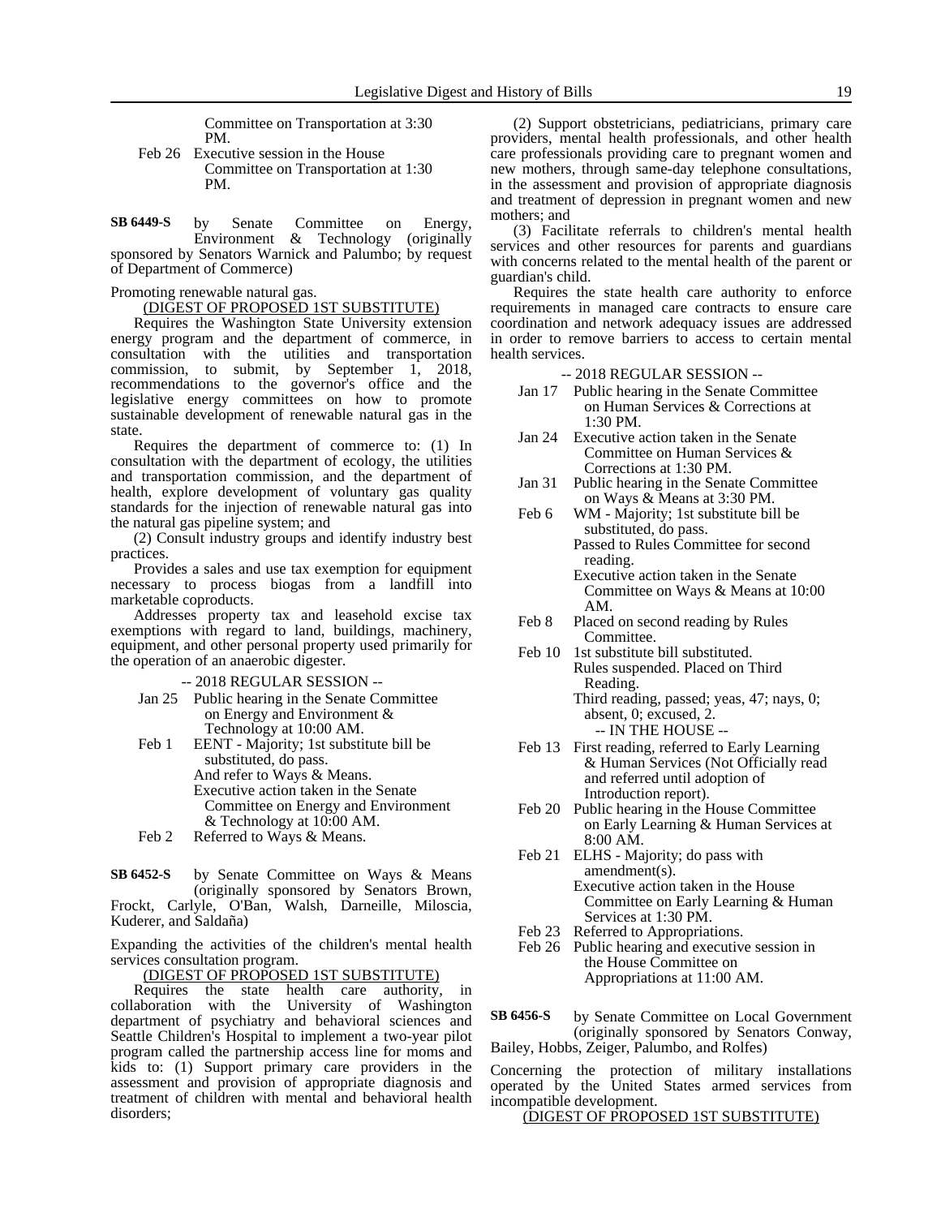Committee on Transportation at 3:30 PM.

Feb 26 Executive session in the House Committee on Transportation at 1:30 PM.

**SB 6449-S** by Senate Committee on Energy, Environment & Technology (originally sponsored by Senators Warnick and Palumbo; by request of Department of Commerce)

Promoting renewable natural gas.

(DIGEST OF PROPOSED 1ST SUBSTITUTE)

Requires the Washington State University extension energy program and the department of commerce, in consultation with the utilities and transportation commission, to submit, by September 1, 2018, recommendations to the governor's office and the legislative energy committees on how to promote sustainable development of renewable natural gas in the state.

Requires the department of commerce to: (1) In consultation with the department of ecology, the utilities and transportation commission, and the department of health, explore development of voluntary gas quality standards for the injection of renewable natural gas into the natural gas pipeline system; and

(2) Consult industry groups and identify industry best practices.

Provides a sales and use tax exemption for equipment necessary to process biogas from a landfill into marketable coproducts.

Addresses property tax and leasehold excise tax exemptions with regard to land, buildings, machinery, equipment, and other personal property used primarily for the operation of an anaerobic digester.

-- 2018 REGULAR SESSION --

Jan 25 Public hearing in the Senate Committee on Energy and Environment & Technology at 10:00 AM.

Feb 1 EENT - Majority; 1st substitute bill be substituted, do pass.
And refer to Ways & Means.
Executive action taken in the Senate Committee on Energy and Environment & Technology at 10:00 AM.

Feb 2 Referred to Ways & Means.

**SB 6452-S** by Senate Committee on Ways & Means (originally sponsored by Senators Brown, Frockt, Carlyle, O'Ban, Walsh, Darneille, Miloscia, Kuderer, and Saldaña)

Expanding the activities of the children's mental health services consultation program.

(DIGEST OF PROPOSED 1ST SUBSTITUTE)

Requires the state health care authority, in collaboration with the University of Washington department of psychiatry and behavioral sciences and Seattle Children's Hospital to implement a two-year pilot program called the partnership access line for moms and kids to: (1) Support primary care providers in the assessment and provision of appropriate diagnosis and treatment of children with mental and behavioral health disorders;

(2) Support obstetricians, pediatricians, primary care providers, mental health professionals, and other health care professionals providing care to pregnant women and new mothers, through same-day telephone consultations, in the assessment and provision of appropriate diagnosis and treatment of depression in pregnant women and new mothers; and

(3) Facilitate referrals to children's mental health services and other resources for parents and guardians with concerns related to the mental health of the parent or guardian's child.

Requires the state health care authority to enforce requirements in managed care contracts to ensure care coordination and network adequacy issues are addressed in order to remove barriers to access to certain mental health services.

-- 2018 REGULAR SESSION --

Jan 17 Public hearing in the Senate Committee on Human Services & Corrections at 1:30 PM.

Jan 24 Executive action taken in the Senate Committee on Human Services & Corrections at 1:30 PM.

Jan 31 Public hearing in the Senate Committee on Ways & Means at 3:30 PM.

Feb 6 WM - Majority; 1st substitute bill be substituted, do pass.
Passed to Rules Committee for second reading.
Executive action taken in the Senate Committee on Ways & Means at 10:00 AM.

Feb 8 Placed on second reading by Rules Committee.

Feb 10 1st substitute bill substituted.
Rules suspended. Placed on Third Reading.
Third reading, passed; yeas, 47; nays, 0; absent, 0; excused, 2.

-- IN THE HOUSE --

Feb 13 First reading, referred to Early Learning & Human Services (Not Officially read and referred until adoption of Introduction report).

Feb 20 Public hearing in the House Committee on Early Learning & Human Services at 8:00 AM.

Feb 21 ELHS - Majority; do pass with amendment(s).
Executive action taken in the House Committee on Early Learning & Human Services at 1:30 PM.

Feb 23 Referred to Appropriations.

Feb 26 Public hearing and executive session in the House Committee on Appropriations at 11:00 AM.

**SB 6456-S** by Senate Committee on Local Government (originally sponsored by Senators Conway, Bailey, Hobbs, Zeiger, Palumbo, and Rolfes)

Concerning the protection of military installations operated by the United States armed services from incompatible development.

(DIGEST OF PROPOSED 1ST SUBSTITUTE)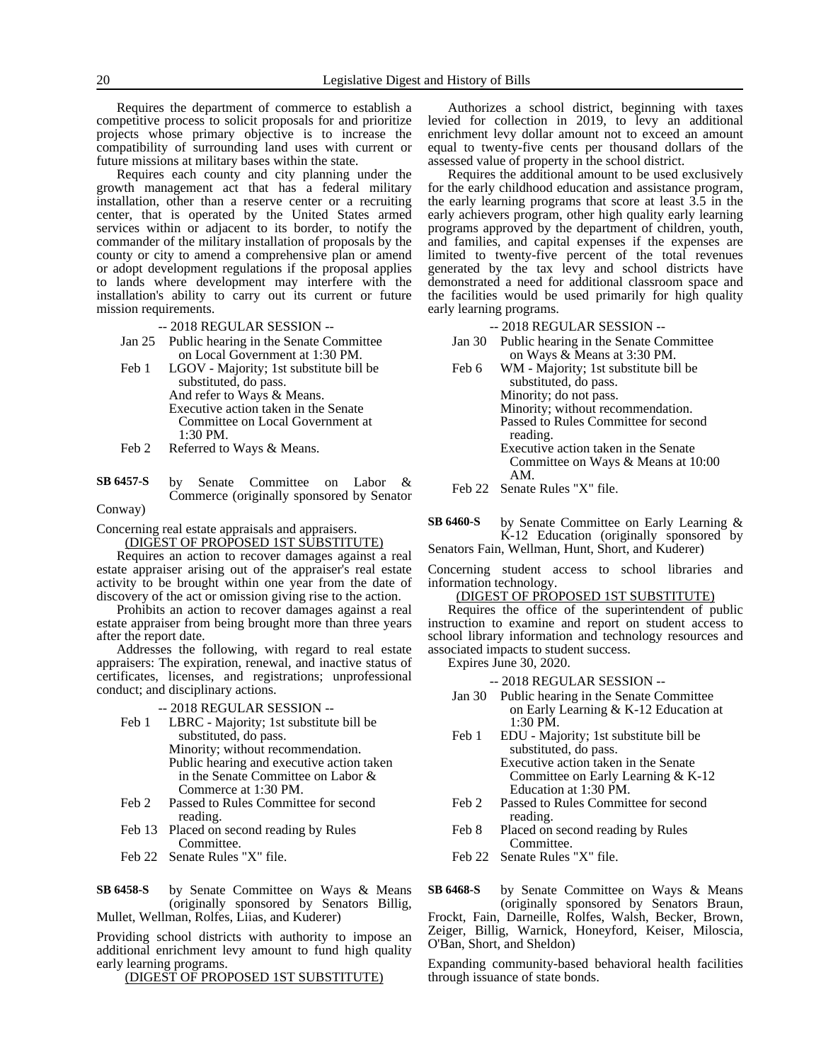Requires the department of commerce to establish a competitive process to solicit proposals for and prioritize projects whose primary objective is to increase the compatibility of surrounding land uses with current or future missions at military bases within the state.

Requires each county and city planning under the growth management act that has a federal military installation, other than a reserve center or a recruiting center, that is operated by the United States armed services within or adjacent to its border, to notify the commander of the military installation of proposals by the county or city to amend a comprehensive plan or amend or adopt development regulations if the proposal applies to lands where development may interfere with the installation's ability to carry out its current or future mission requirements.

-- 2018 REGULAR SESSION --

- Jan 25 Public hearing in the Senate Committee on Local Government at 1:30 PM.
- Feb 1 LGOV - Majority; 1st substitute bill be substituted, do pass.
  And refer to Ways & Means.
  Executive action taken in the Senate Committee on Local Government at 1:30 PM.
- Feb 2 Referred to Ways & Means.

**SB 6457-S** by Senate Committee on Labor & Commerce (originally sponsored by Senator Conway)

Concerning real estate appraisals and appraisers.

(DIGEST OF PROPOSED 1ST SUBSTITUTE)

Requires an action to recover damages against a real estate appraiser arising out of the appraiser's real estate activity to be brought within one year from the date of discovery of the act or omission giving rise to the action.

Prohibits an action to recover damages against a real estate appraiser from being brought more than three years after the report date.

Addresses the following, with regard to real estate appraisers: The expiration, renewal, and inactive status of certificates, licenses, and registrations; unprofessional conduct; and disciplinary actions.

-- 2018 REGULAR SESSION --

- Feb 1 LBRC - Majority; 1st substitute bill be substituted, do pass.
  Minority; without recommendation.
  Public hearing and executive action taken in the Senate Committee on Labor & Commerce at 1:30 PM.
- Feb 2 Passed to Rules Committee for second reading.
- Feb 13 Placed on second reading by Rules Committee.
- Feb 22 Senate Rules "X" file.

**SB 6458-S** by Senate Committee on Ways & Means (originally sponsored by Senators Billig, Mullet, Wellman, Rolfes, Liias, and Kuderer)

Providing school districts with authority to impose an additional enrichment levy amount to fund high quality early learning programs.

(DIGEST OF PROPOSED 1ST SUBSTITUTE)

Authorizes a school district, beginning with taxes levied for collection in 2019, to levy an additional enrichment levy dollar amount not to exceed an amount equal to twenty-five cents per thousand dollars of the assessed value of property in the school district.

Requires the additional amount to be used exclusively for the early childhood education and assistance program, the early learning programs that score at least 3.5 in the early achievers program, other high quality early learning programs approved by the department of children, youth, and families, and capital expenses if the expenses are limited to twenty-five percent of the total revenues generated by the tax levy and school districts have demonstrated a need for additional classroom space and the facilities would be used primarily for high quality early learning programs.

-- 2018 REGULAR SESSION --

- Jan 30 Public hearing in the Senate Committee on Ways & Means at 3:30 PM.
- Feb 6 WM - Majority; 1st substitute bill be substituted, do pass.
  Minority; do not pass.
  Minority; without recommendation.
  Passed to Rules Committee for second reading.
  Executive action taken in the Senate Committee on Ways & Means at 10:00 AM.
- Feb 22 Senate Rules "X" file.

**SB 6460-S** by Senate Committee on Early Learning & K-12 Education (originally sponsored by Senators Fain, Wellman, Hunt, Short, and Kuderer)

Concerning student access to school libraries and information technology.

(DIGEST OF PROPOSED 1ST SUBSTITUTE)

Requires the office of the superintendent of public instruction to examine and report on student access to school library information and technology resources and associated impacts to student success.

Expires June 30, 2020.

-- 2018 REGULAR SESSION --

- Jan 30 Public hearing in the Senate Committee on Early Learning & K-12 Education at 1:30 PM.
- Feb 1 EDU - Majority; 1st substitute bill be substituted, do pass.
  Executive action taken in the Senate Committee on Early Learning & K-12 Education at 1:30 PM.
- Feb 2 Passed to Rules Committee for second reading.
- Feb 8 Placed on second reading by Rules Committee.
- Feb 22 Senate Rules "X" file.

**SB 6468-S** by Senate Committee on Ways & Means (originally sponsored by Senators Braun, Frockt, Fain, Darneille, Rolfes, Walsh, Becker, Brown, Zeiger, Billig, Warnick, Honeyford, Keiser, Miloscia, O'Ban, Short, and Sheldon)

Expanding community-based behavioral health facilities through issuance of state bonds.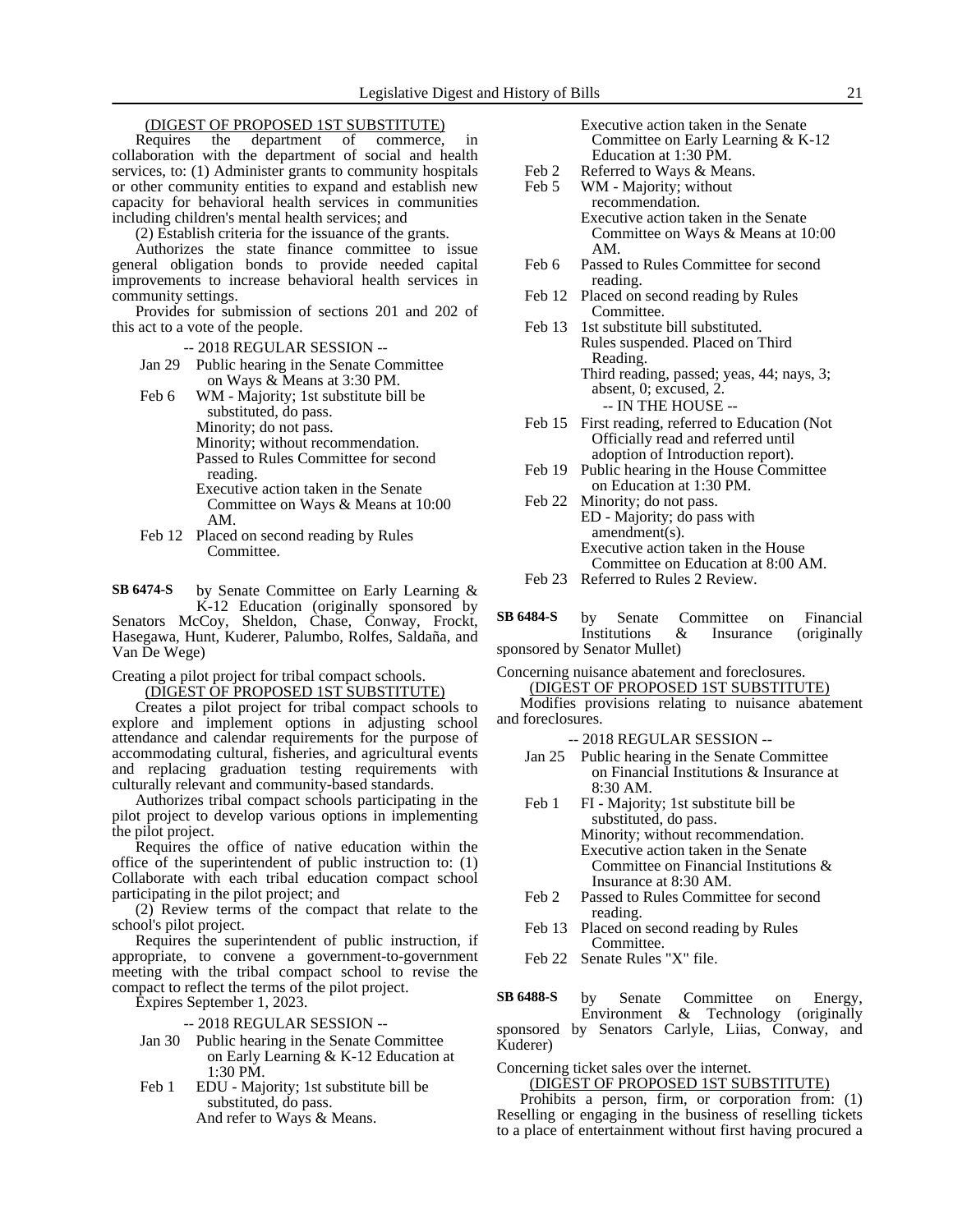(DIGEST OF PROPOSED 1ST SUBSTITUTE)

Requires the department of commerce, in collaboration with the department of social and health services, to: (1) Administer grants to community hospitals or other community entities to expand and establish new capacity for behavioral health services in communities including children's mental health services; and

(2) Establish criteria for the issuance of the grants.

Authorizes the state finance committee to issue general obligation bonds to provide needed capital improvements to increase behavioral health services in community settings.

Provides for submission of sections 201 and 202 of this act to a vote of the people.

-- 2018 REGULAR SESSION --

Jan 29 Public hearing in the Senate Committee on Ways & Means at 3:30 PM.

Feb 6 WM - Majority; 1st substitute bill be substituted, do pass.
Minority; do not pass.
Minority; without recommendation.
Passed to Rules Committee for second reading.
Executive action taken in the Senate Committee on Ways & Means at 10:00 AM.

Feb 12 Placed on second reading by Rules Committee.

**SB 6474-S** by Senate Committee on Early Learning & K-12 Education (originally sponsored by Senators McCoy, Sheldon, Chase, Conway, Frockt, Hasegawa, Hunt, Kuderer, Palumbo, Rolfes, Saldaña, and Van De Wege)

Creating a pilot project for tribal compact schools.

(DIGEST OF PROPOSED 1ST SUBSTITUTE)

Creates a pilot project for tribal compact schools to explore and implement options in adjusting school attendance and calendar requirements for the purpose of accommodating cultural, fisheries, and agricultural events and replacing graduation testing requirements with culturally relevant and community-based standards.

Authorizes tribal compact schools participating in the pilot project to develop various options in implementing the pilot project.

Requires the office of native education within the office of the superintendent of public instruction to: (1) Collaborate with each tribal education compact school participating in the pilot project; and

(2) Review terms of the compact that relate to the school's pilot project.

Requires the superintendent of public instruction, if appropriate, to convene a government-to-government meeting with the tribal compact school to revise the compact to reflect the terms of the pilot project.

Expires September 1, 2023.

-- 2018 REGULAR SESSION --

Jan 30 Public hearing in the Senate Committee on Early Learning & K-12 Education at 1:30 PM.

Feb 1 EDU - Majority; 1st substitute bill be substituted, do pass.
And refer to Ways & Means.
Executive action taken in the Senate Committee on Early Learning & K-12 Education at 1:30 PM.

Feb 2 Referred to Ways & Means.

Feb 5 WM - Majority; without recommendation.
Executive action taken in the Senate Committee on Ways & Means at 10:00 AM.

Feb 6 Passed to Rules Committee for second reading.

Feb 12 Placed on second reading by Rules Committee.

Feb 13 1st substitute bill substituted.
Rules suspended. Placed on Third Reading.
Third reading, passed; yeas, 44; nays, 3; absent, 0; excused, 2.

-- IN THE HOUSE --

Feb 15 First reading, referred to Education (Not Officially read and referred until adoption of Introduction report).

Feb 19 Public hearing in the House Committee on Education at 1:30 PM.

Feb 22 Minority; do not pass.
ED - Majority; do pass with amendment(s).
Executive action taken in the House Committee on Education at 8:00 AM.

Feb 23 Referred to Rules 2 Review.

**SB 6484-S** by Senate Committee on Financial Institutions & Insurance (originally sponsored by Senator Mullet)

Concerning nuisance abatement and foreclosures.

(DIGEST OF PROPOSED 1ST SUBSTITUTE)

Modifies provisions relating to nuisance abatement and foreclosures.

-- 2018 REGULAR SESSION --

Jan 25 Public hearing in the Senate Committee on Financial Institutions & Insurance at 8:30 AM.

Feb 1 FI - Majority; 1st substitute bill be substituted, do pass.
Minority; without recommendation.
Executive action taken in the Senate Committee on Financial Institutions & Insurance at 8:30 AM.

Feb 2 Passed to Rules Committee for second reading.

Feb 13 Placed on second reading by Rules Committee.

Feb 22 Senate Rules "X" file.

**SB 6488-S** by Senate Committee on Energy, Environment & Technology (originally sponsored by Senators Carlyle, Liias, Conway, and Kuderer)

Concerning ticket sales over the internet.

(DIGEST OF PROPOSED 1ST SUBSTITUTE)

Prohibits a person, firm, or corporation from: (1) Reselling or engaging in the business of reselling tickets to a place of entertainment without first having procured a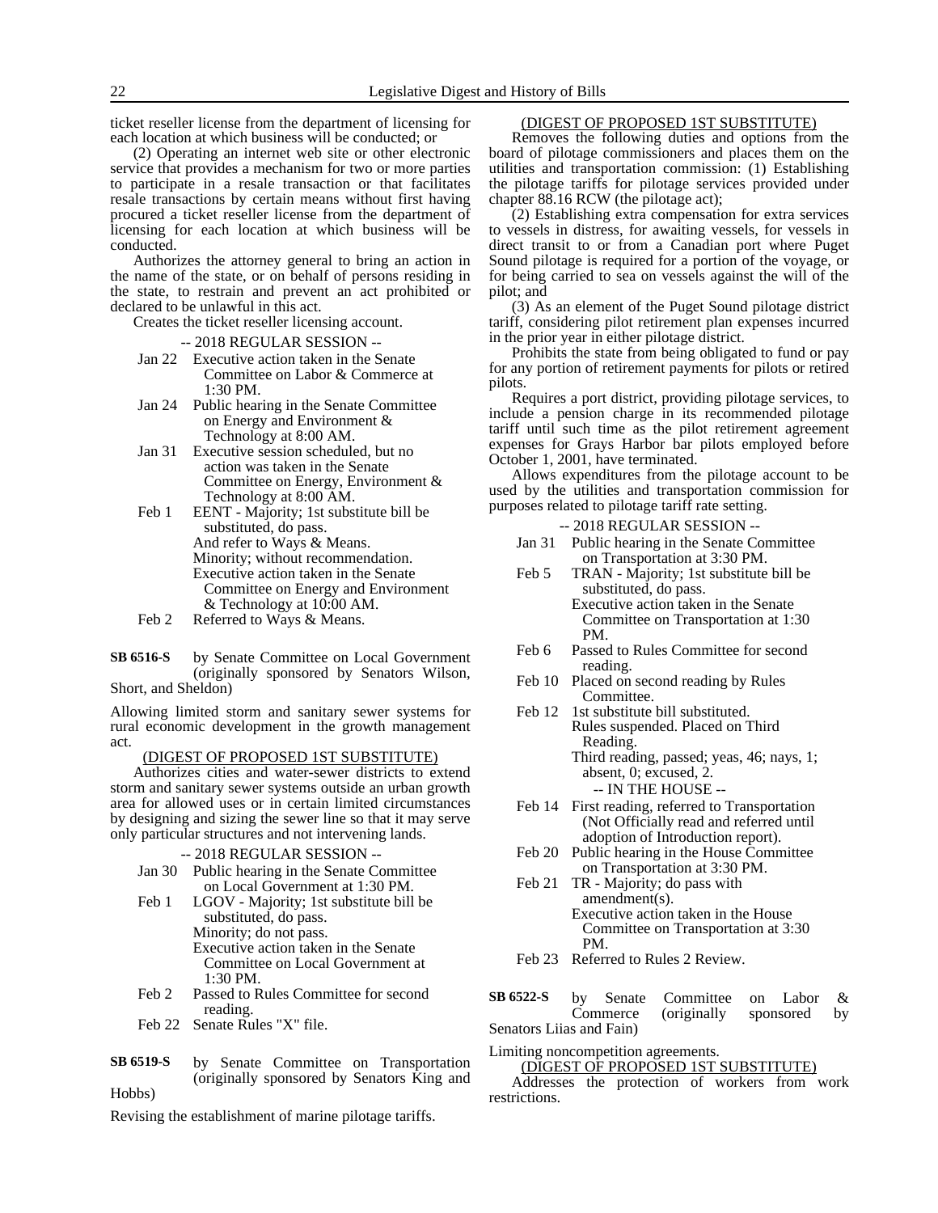ticket reseller license from the department of licensing for each location at which business will be conducted; or

(2) Operating an internet web site or other electronic service that provides a mechanism for two or more parties to participate in a resale transaction or that facilitates resale transactions by certain means without first having procured a ticket reseller license from the department of licensing for each location at which business will be conducted.

Authorizes the attorney general to bring an action in the name of the state, or on behalf of persons residing in the state, to restrain and prevent an act prohibited or declared to be unlawful in this act.

Creates the ticket reseller licensing account.

-- 2018 REGULAR SESSION --

Jan 22 Executive action taken in the Senate Committee on Labor & Commerce at 1:30 PM.
Jan 24 Public hearing in the Senate Committee on Energy and Environment & Technology at 8:00 AM.
Jan 31 Executive session scheduled, but no action was taken in the Senate Committee on Energy, Environment & Technology at 8:00 AM.
Feb 1 EENT - Majority; 1st substitute bill be substituted, do pass.
And refer to Ways & Means.
Minority; without recommendation.
Executive action taken in the Senate Committee on Energy and Environment & Technology at 10:00 AM.
Feb 2 Referred to Ways & Means.

**SB 6516-S** by Senate Committee on Local Government (originally sponsored by Senators Wilson, Short, and Sheldon)

Allowing limited storm and sanitary sewer systems for rural economic development in the growth management act.

(DIGEST OF PROPOSED 1ST SUBSTITUTE)

Authorizes cities and water-sewer districts to extend storm and sanitary sewer systems outside an urban growth area for allowed uses or in certain limited circumstances by designing and sizing the sewer line so that it may serve only particular structures and not intervening lands.

-- 2018 REGULAR SESSION --

Jan 30 Public hearing in the Senate Committee on Local Government at 1:30 PM.
Feb 1 LGOV - Majority; 1st substitute bill be substituted, do pass.
Minority; do not pass.
Executive action taken in the Senate Committee on Local Government at 1:30 PM.
Feb 2 Passed to Rules Committee for second reading.
Feb 22 Senate Rules "X" file.

**SB 6519-S** by Senate Committee on Transportation (originally sponsored by Senators King and Hobbs)

Revising the establishment of marine pilotage tariffs.

(DIGEST OF PROPOSED 1ST SUBSTITUTE)

Removes the following duties and options from the board of pilotage commissioners and places them on the utilities and transportation commission: (1) Establishing the pilotage tariffs for pilotage services provided under chapter 88.16 RCW (the pilotage act);

(2) Establishing extra compensation for extra services to vessels in distress, for awaiting vessels, for vessels in direct transit to or from a Canadian port where Puget Sound pilotage is required for a portion of the voyage, or for being carried to sea on vessels against the will of the pilot; and

(3) As an element of the Puget Sound pilotage district tariff, considering pilot retirement plan expenses incurred in the prior year in either pilotage district.

Prohibits the state from being obligated to fund or pay for any portion of retirement payments for pilots or retired pilots.

Requires a port district, providing pilotage services, to include a pension charge in its recommended pilotage tariff until such time as the pilot retirement agreement expenses for Grays Harbor bar pilots employed before October 1, 2001, have terminated.

Allows expenditures from the pilotage account to be used by the utilities and transportation commission for purposes related to pilotage tariff rate setting.

-- 2018 REGULAR SESSION --

Jan 31 Public hearing in the Senate Committee on Transportation at 3:30 PM.
Feb 5 TRAN - Majority; 1st substitute bill be substituted, do pass.
Executive action taken in the Senate Committee on Transportation at 1:30 PM.
Feb 6 Passed to Rules Committee for second reading.
Feb 10 Placed on second reading by Rules Committee.
Feb 12 1st substitute bill substituted.
Rules suspended. Placed on Third Reading.
Third reading, passed; yeas, 46; nays, 1; absent, 0; excused, 2.

-- IN THE HOUSE --

Feb 14 First reading, referred to Transportation (Not Officially read and referred until adoption of Introduction report).
Feb 20 Public hearing in the House Committee on Transportation at 3:30 PM.
Feb 21 TR - Majority; do pass with amendment(s).
Executive action taken in the House Committee on Transportation at 3:30 PM.
Feb 23 Referred to Rules 2 Review.

**SB 6522-S** by Senate Committee on Labor & Commerce (originally sponsored by Senators Liias and Fain)

Limiting noncompetition agreements.

(DIGEST OF PROPOSED 1ST SUBSTITUTE)

Addresses the protection of workers from work restrictions.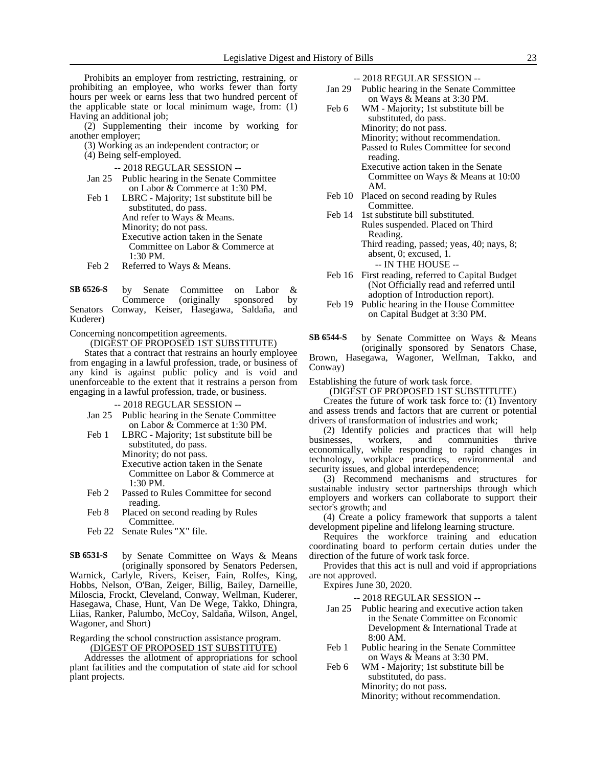Prohibits an employer from restricting, restraining, or prohibiting an employee, who works fewer than forty hours per week or earns less that two hundred percent of the applicable state or local minimum wage, from: (1) Having an additional job;

(2) Supplementing their income by working for another employer;

(3) Working as an independent contractor; or

(4) Being self-employed.

-- 2018 REGULAR SESSION --

Jan 25 Public hearing in the Senate Committee on Labor & Commerce at 1:30 PM.

Feb 1 LBRC - Majority; 1st substitute bill be substituted, do pass.
And refer to Ways & Means.
Minority; do not pass.
Executive action taken in the Senate Committee on Labor & Commerce at 1:30 PM.

Feb 2 Referred to Ways & Means.

**SB 6526-S** by Senate Committee on Labor & Commerce (originally sponsored by Senators Conway, Keiser, Hasegawa, Saldaña, and Kuderer)

Concerning noncompetition agreements.

(DIGEST OF PROPOSED 1ST SUBSTITUTE)

States that a contract that restrains an hourly employee from engaging in a lawful profession, trade, or business of any kind is against public policy and is void and unenforceable to the extent that it restrains a person from engaging in a lawful profession, trade, or business.

-- 2018 REGULAR SESSION --

Jan 25 Public hearing in the Senate Committee on Labor & Commerce at 1:30 PM.

Feb 1 LBRC - Majority; 1st substitute bill be substituted, do pass.
Minority; do not pass.
Executive action taken in the Senate Committee on Labor & Commerce at 1:30 PM.

Feb 2 Passed to Rules Committee for second reading.

Feb 8 Placed on second reading by Rules Committee.

Feb 22 Senate Rules "X" file.

**SB 6531-S** by Senate Committee on Ways & Means (originally sponsored by Senators Pedersen, Warnick, Carlyle, Rivers, Keiser, Fain, Rolfes, King, Hobbs, Nelson, O'Ban, Zeiger, Billig, Bailey, Darneille, Miloscia, Frockt, Cleveland, Conway, Wellman, Kuderer, Hasegawa, Chase, Hunt, Van De Wege, Takko, Dhingra, Liias, Ranker, Palumbo, McCoy, Saldaña, Wilson, Angel, Wagoner, and Short)

Regarding the school construction assistance program.

(DIGEST OF PROPOSED 1ST SUBSTITUTE)

Addresses the allotment of appropriations for school plant facilities and the computation of state aid for school plant projects.

-- 2018 REGULAR SESSION --

Jan 29 Public hearing in the Senate Committee on Ways & Means at 3:30 PM.

Feb 6 WM - Majority; 1st substitute bill be substituted, do pass.
Minority; do not pass.
Minority; without recommendation.
Passed to Rules Committee for second reading.
Executive action taken in the Senate Committee on Ways & Means at 10:00 AM.

Feb 10 Placed on second reading by Rules Committee.

Feb 14 1st substitute bill substituted.
Rules suspended. Placed on Third Reading.
Third reading, passed; yeas, 40; nays, 8; absent, 0; excused, 1.

-- IN THE HOUSE --

Feb 16 First reading, referred to Capital Budget (Not Officially read and referred until adoption of Introduction report).

Feb 19 Public hearing in the House Committee on Capital Budget at 3:30 PM.

**SB 6544-S** by Senate Committee on Ways & Means (originally sponsored by Senators Chase, Brown, Hasegawa, Wagoner, Wellman, Takko, and Conway)

Establishing the future of work task force.

(DIGEST OF PROPOSED 1ST SUBSTITUTE)

Creates the future of work task force to: (1) Inventory and assess trends and factors that are current or potential drivers of transformation of industries and work;

(2) Identify policies and practices that will help businesses, workers, and communities thrive economically, while responding to rapid changes in technology, workplace practices, environmental and security issues, and global interdependence;

(3) Recommend mechanisms and structures for sustainable industry sector partnerships through which employers and workers can collaborate to support their sector's growth; and

(4) Create a policy framework that supports a talent development pipeline and lifelong learning structure.

Requires the workforce training and education coordinating board to perform certain duties under the direction of the future of work task force.

Provides that this act is null and void if appropriations are not approved.

Expires June 30, 2020.

-- 2018 REGULAR SESSION --

Jan 25 Public hearing and executive action taken in the Senate Committee on Economic Development & International Trade at 8:00 AM.

Feb 1 Public hearing in the Senate Committee on Ways & Means at 3:30 PM.

Feb 6 WM - Majority; 1st substitute bill be substituted, do pass.
Minority; do not pass.
Minority; without recommendation.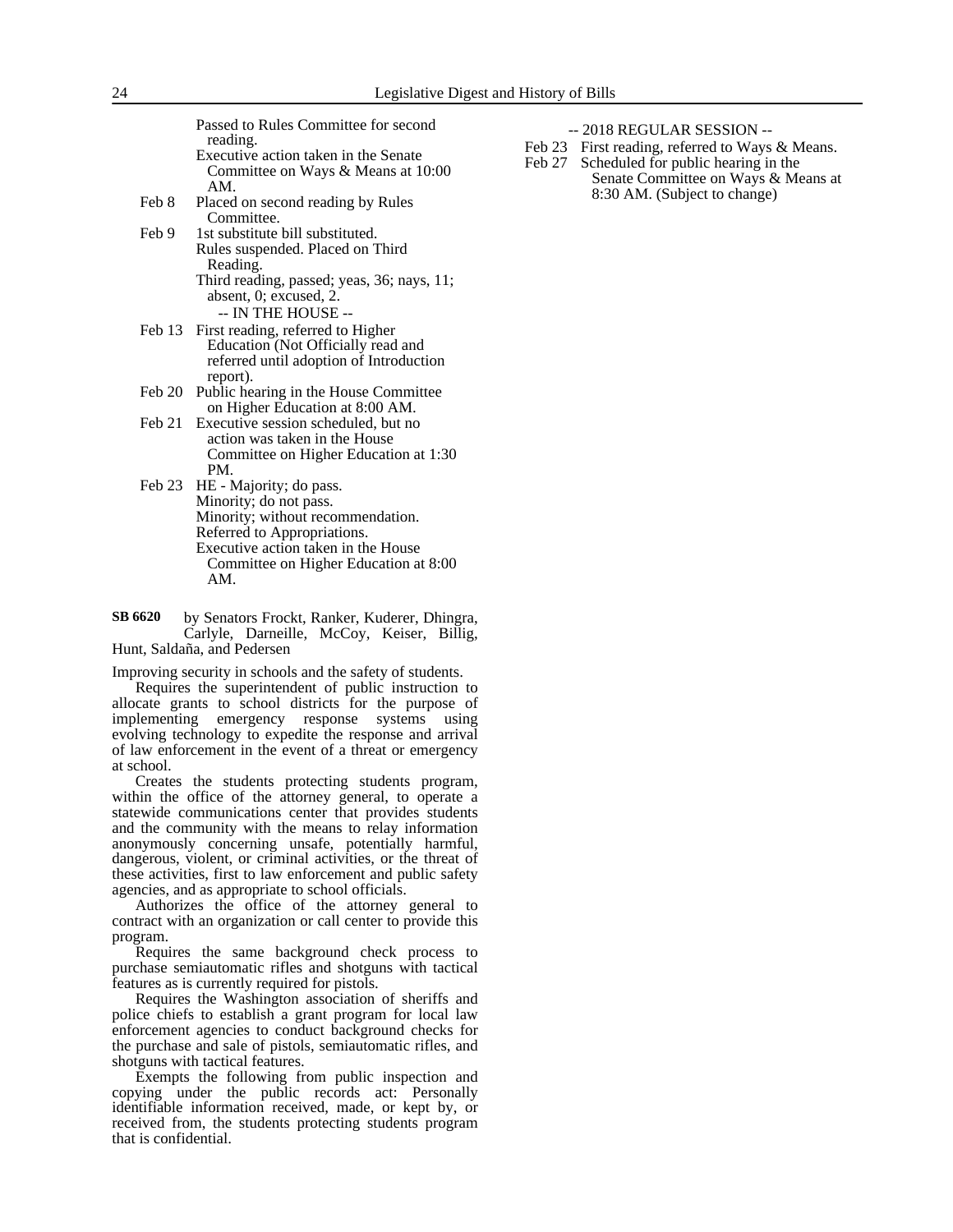Passed to Rules Committee for second reading.
Executive action taken in the Senate Committee on Ways & Means at 10:00 AM.

Feb 8 Placed on second reading by Rules Committee.

Feb 9 1st substitute bill substituted.
Rules suspended. Placed on Third Reading.
Third reading, passed; yeas, 36; nays, 11; absent, 0; excused, 2.

-- IN THE HOUSE --

Feb 13 First reading, referred to Higher Education (Not Officially read and referred until adoption of Introduction report).

Feb 20 Public hearing in the House Committee on Higher Education at 8:00 AM.

Feb 21 Executive session scheduled, but no action was taken in the House Committee on Higher Education at 1:30 PM.

Feb 23 HE - Majority; do pass.
Minority; do not pass.
Minority; without recommendation.
Referred to Appropriations.
Executive action taken in the House Committee on Higher Education at 8:00 AM.

**SB 6620** by Senators Frockt, Ranker, Kuderer, Dhingra, Carlyle, Darneille, McCoy, Keiser, Billig, Hunt, Saldaña, and Pedersen

Improving security in schools and the safety of students.

Requires the superintendent of public instruction to allocate grants to school districts for the purpose of implementing emergency response systems using evolving technology to expedite the response and arrival of law enforcement in the event of a threat or emergency at school.

Creates the students protecting students program, within the office of the attorney general, to operate a statewide communications center that provides students and the community with the means to relay information anonymously concerning unsafe, potentially harmful, dangerous, violent, or criminal activities, or the threat of these activities, first to law enforcement and public safety agencies, and as appropriate to school officials.

Authorizes the office of the attorney general to contract with an organization or call center to provide this program.

Requires the same background check process to purchase semiautomatic rifles and shotguns with tactical features as is currently required for pistols.

Requires the Washington association of sheriffs and police chiefs to establish a grant program for local law enforcement agencies to conduct background checks for the purchase and sale of pistols, semiautomatic rifles, and shotguns with tactical features.

Exempts the following from public inspection and copying under the public records act: Personally identifiable information received, made, or kept by, or received from, the students protecting students program that is confidential.

-- 2018 REGULAR SESSION --

Feb 23 First reading, referred to Ways & Means.

Feb 27 Scheduled for public hearing in the Senate Committee on Ways & Means at 8:30 AM. (Subject to change)